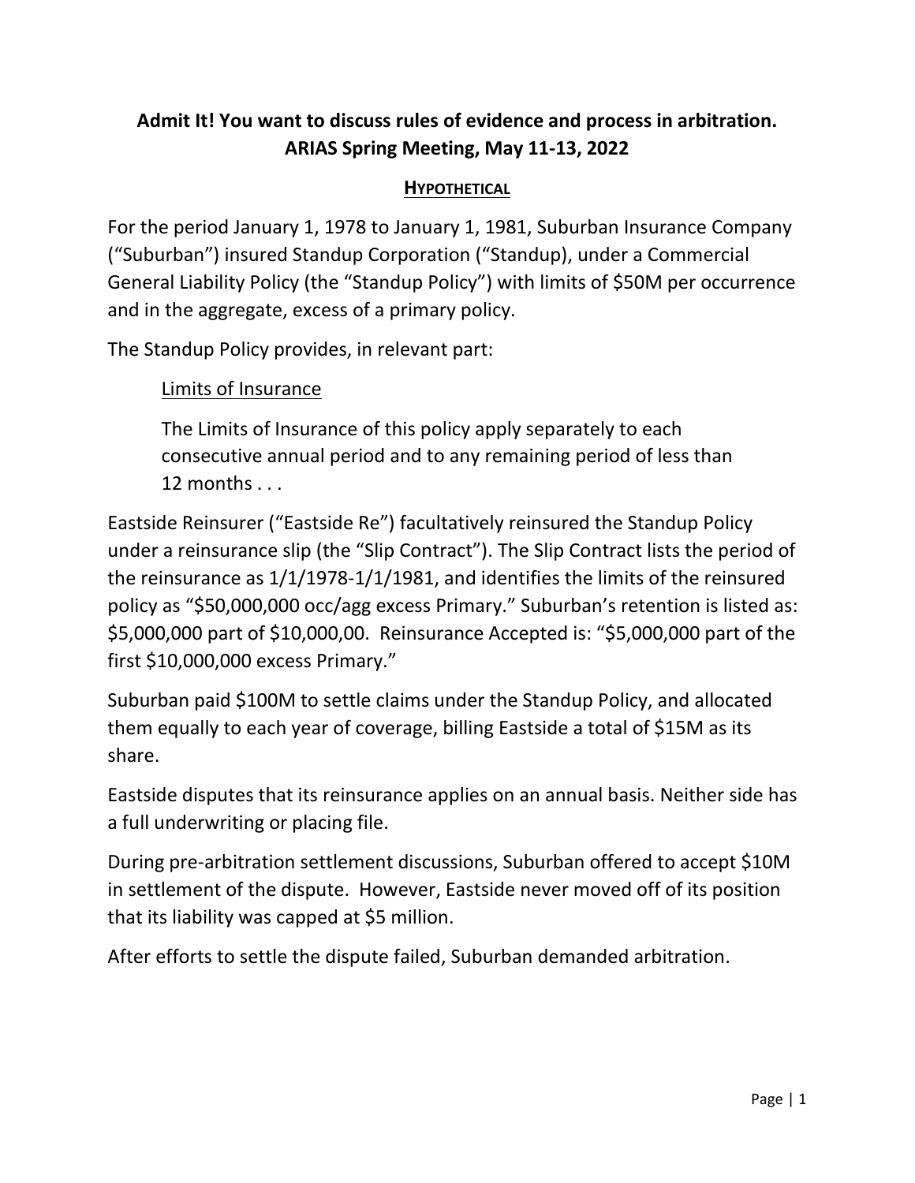# Admit It! You want to discuss rules of evidence and process in arbitration. ARIAS Spring Meeting, May 11-13, 2022

## HYPOTHETICAL

For the period January 1, 1978 to January 1, 1981, Suburban Insurance Company ("Suburban") insured Standup Corporation ("Standup), under a Commercial General Liability Policy (the "Standup Policy") with limits of $50M per occurrence and in the aggregate, excess of a primary policy.

The Standup Policy provides, in relevant part:

> Limits of Insurance
>
> The Limits of Insurance of this policy apply separately to each consecutive annual period and to any remaining period of less than 12 months . . .

Eastside Reinsurer ("Eastside Re") facultatively reinsured the Standup Policy under a reinsurance slip (the "Slip Contract"). The Slip Contract lists the period of the reinsurance as 1/1/1978-1/1/1981, and identifies the limits of the reinsured policy as "$50,000,000 occ/agg excess Primary." Suburban's retention is listed as: $5,000,000 part of $10,000,00. Reinsurance Accepted is: "$5,000,000 part of the first $10,000,000 excess Primary."

Suburban paid $100M to settle claims under the Standup Policy, and allocated them equally to each year of coverage, billing Eastside a total of $15M as its share.

Eastside disputes that its reinsurance applies on an annual basis. Neither side has a full underwriting or placing file.

During pre-arbitration settlement discussions, Suburban offered to accept $10M in settlement of the dispute. However, Eastside never moved off of its position that its liability was capped at $5 million.

After efforts to settle the dispute failed, Suburban demanded arbitration.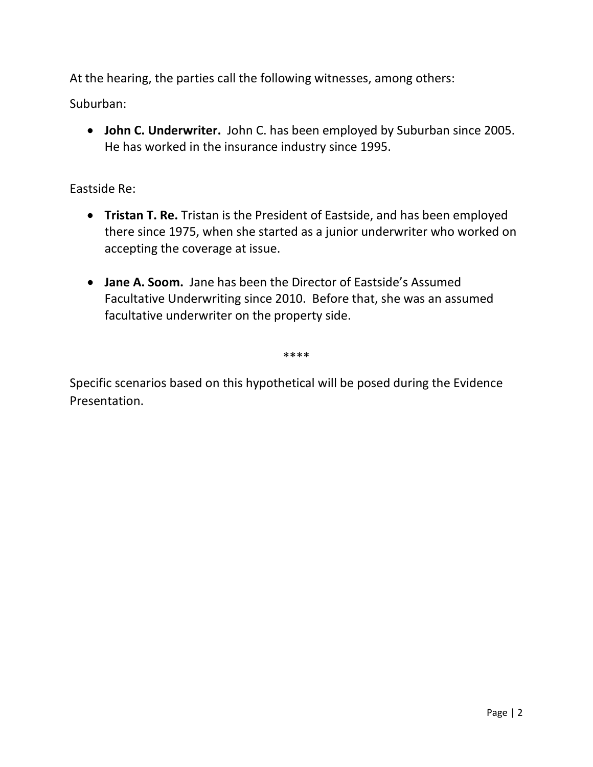At the hearing, the parties call the following witnesses, among others:

Suburban:

- **John C. Underwriter.** John C. has been employed by Suburban since 2005. He has worked in the insurance industry since 1995.

Eastside Re:

- **Tristan T. Re.** Tristan is the President of Eastside, and has been employed there since 1975, when she started as a junior underwriter who worked on accepting the coverage at issue.

- **Jane A. Soom.** Jane has been the Director of Eastside's Assumed Facultative Underwriting since 2010. Before that, she was an assumed facultative underwriter on the property side.

****

Specific scenarios based on this hypothetical will be posed during the Evidence Presentation.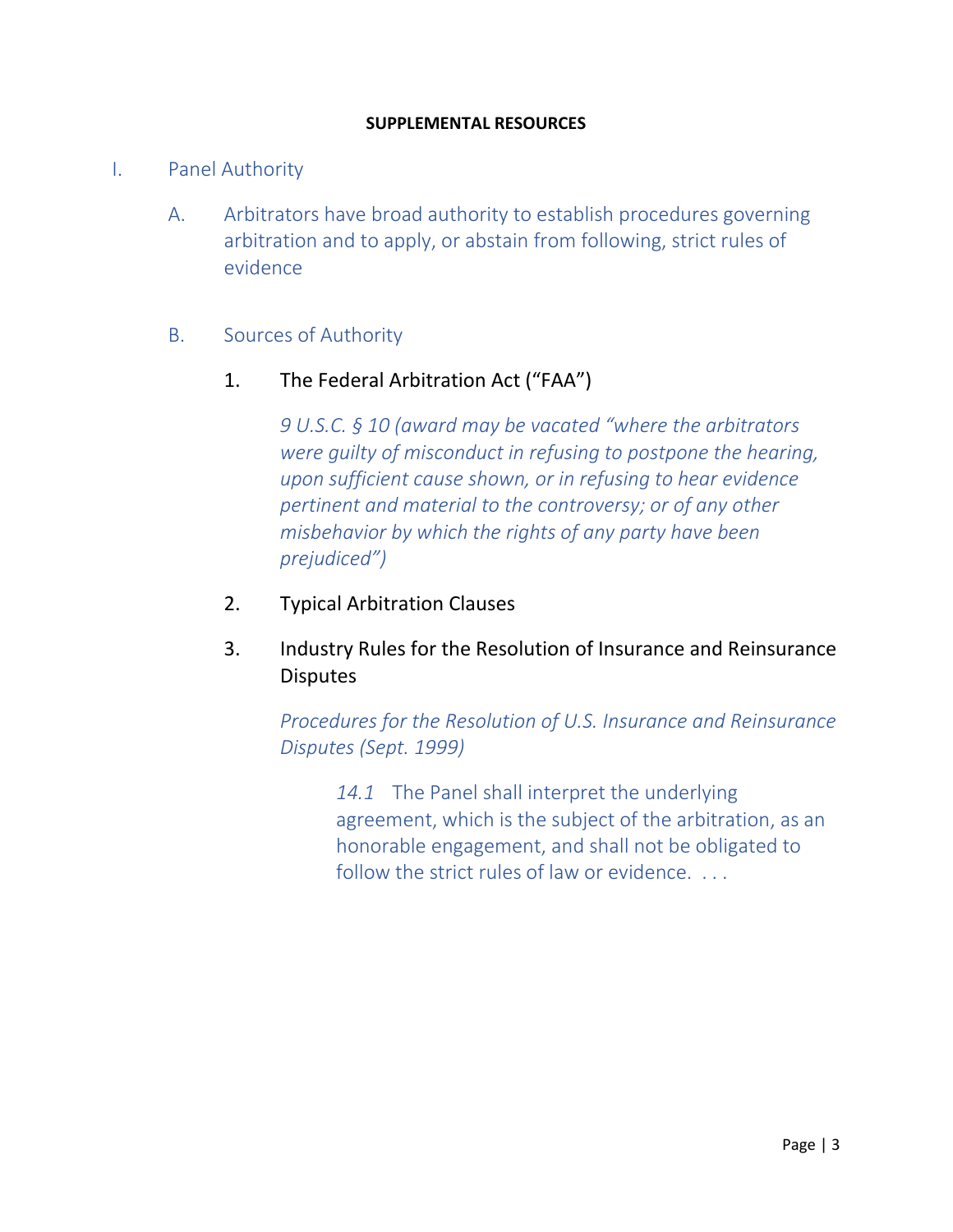**SUPPLEMENTAL RESOURCES**

I. Panel Authority

A. Arbitrators have broad authority to establish procedures governing arbitration and to apply, or abstain from following, strict rules of evidence

B. Sources of Authority

1. The Federal Arbitration Act ("FAA")

*9 U.S.C. § 10 (award may be vacated "where the arbitrators were guilty of misconduct in refusing to postpone the hearing, upon sufficient cause shown, or in refusing to hear evidence pertinent and material to the controversy; or of any other misbehavior by which the rights of any party have been prejudiced")*

2. Typical Arbitration Clauses

3. Industry Rules for the Resolution of Insurance and Reinsurance Disputes

*Procedures for the Resolution of U.S. Insurance and Reinsurance Disputes (Sept. 1999)*

> *14.1* The Panel shall interpret the underlying agreement, which is the subject of the arbitration, as an honorable engagement, and shall not be obligated to follow the strict rules of law or evidence. . . .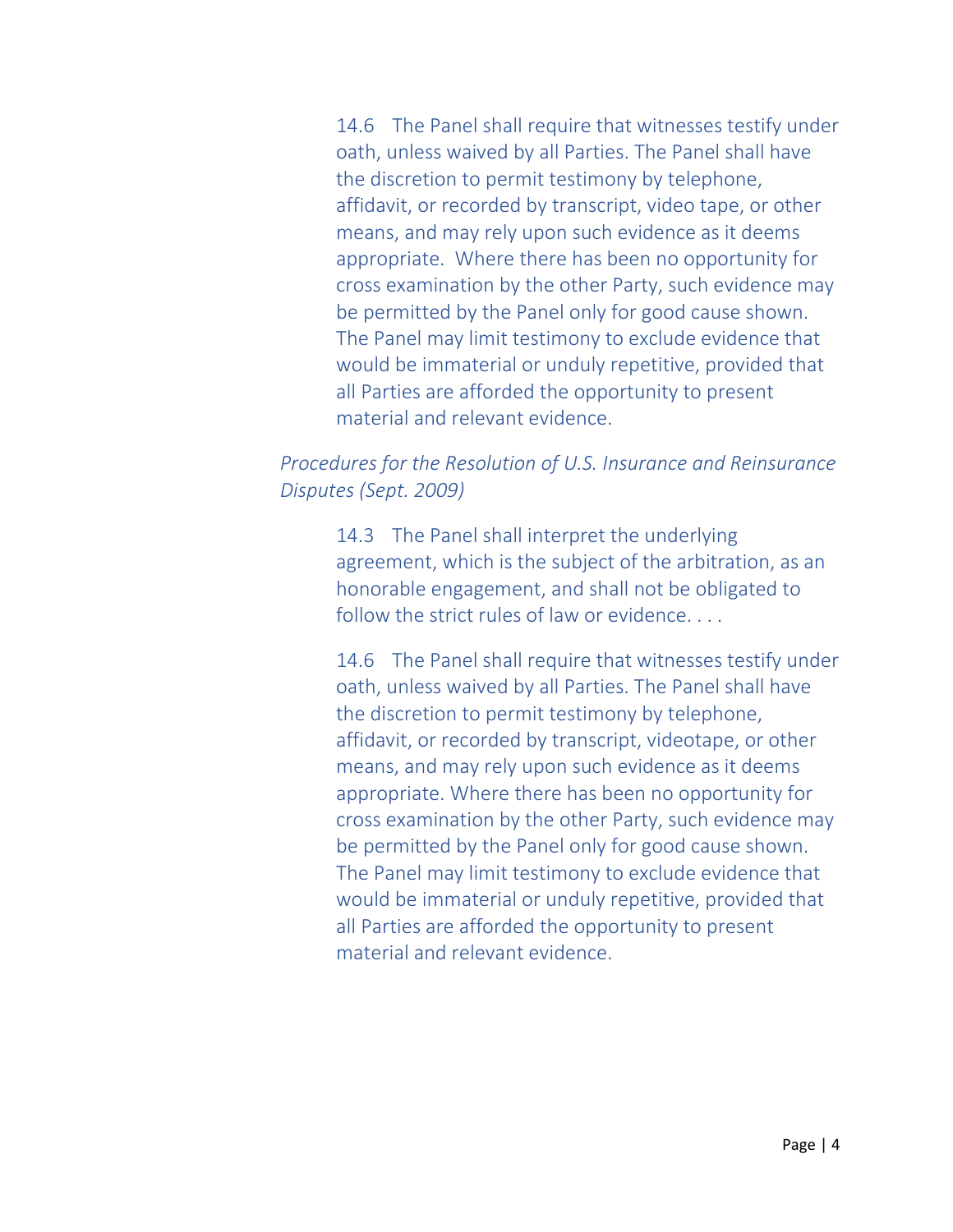> 14.6 The Panel shall require that witnesses testify under oath, unless waived by all Parties. The Panel shall have the discretion to permit testimony by telephone, affidavit, or recorded by transcript, video tape, or other means, and may rely upon such evidence as it deems appropriate. Where there has been no opportunity for cross examination by the other Party, such evidence may be permitted by the Panel only for good cause shown. The Panel may limit testimony to exclude evidence that would be immaterial or unduly repetitive, provided that all Parties are afforded the opportunity to present material and relevant evidence.

*Procedures for the Resolution of U.S. Insurance and Reinsurance Disputes (Sept. 2009)*

> 14.3 The Panel shall interpret the underlying agreement, which is the subject of the arbitration, as an honorable engagement, and shall not be obligated to follow the strict rules of law or evidence. . . .

> 14.6 The Panel shall require that witnesses testify under oath, unless waived by all Parties. The Panel shall have the discretion to permit testimony by telephone, affidavit, or recorded by transcript, videotape, or other means, and may rely upon such evidence as it deems appropriate. Where there has been no opportunity for cross examination by the other Party, such evidence may be permitted by the Panel only for good cause shown. The Panel may limit testimony to exclude evidence that would be immaterial or unduly repetitive, provided that all Parties are afforded the opportunity to present material and relevant evidence.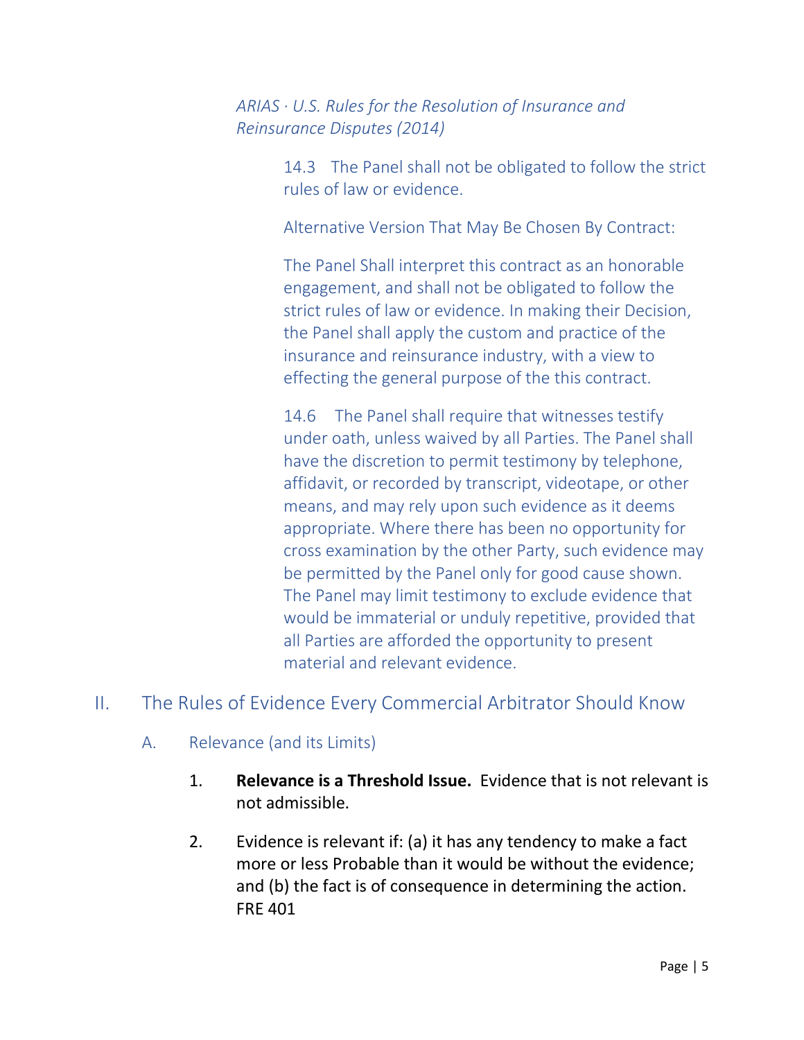*ARIAS · U.S. Rules for the Resolution of Insurance and Reinsurance Disputes (2014)*

> 14.3 The Panel shall not be obligated to follow the strict rules of law or evidence.
>
> Alternative Version That May Be Chosen By Contract:
>
> The Panel Shall interpret this contract as an honorable engagement, and shall not be obligated to follow the strict rules of law or evidence. In making their Decision, the Panel shall apply the custom and practice of the insurance and reinsurance industry, with a view to effecting the general purpose of the this contract.
>
> 14.6 The Panel shall require that witnesses testify under oath, unless waived by all Parties. The Panel shall have the discretion to permit testimony by telephone, affidavit, or recorded by transcript, videotape, or other means, and may rely upon such evidence as it deems appropriate. Where there has been no opportunity for cross examination by the other Party, such evidence may be permitted by the Panel only for good cause shown. The Panel may limit testimony to exclude evidence that would be immaterial or unduly repetitive, provided that all Parties are afforded the opportunity to present material and relevant evidence.

## II. The Rules of Evidence Every Commercial Arbitrator Should Know

### A. Relevance (and its Limits)

1. **Relevance is a Threshold Issue.** Evidence that is not relevant is not admissible.

2. Evidence is relevant if: (a) it has any tendency to make a fact more or less Probable than it would be without the evidence; and (b) the fact is of consequence in determining the action. FRE 401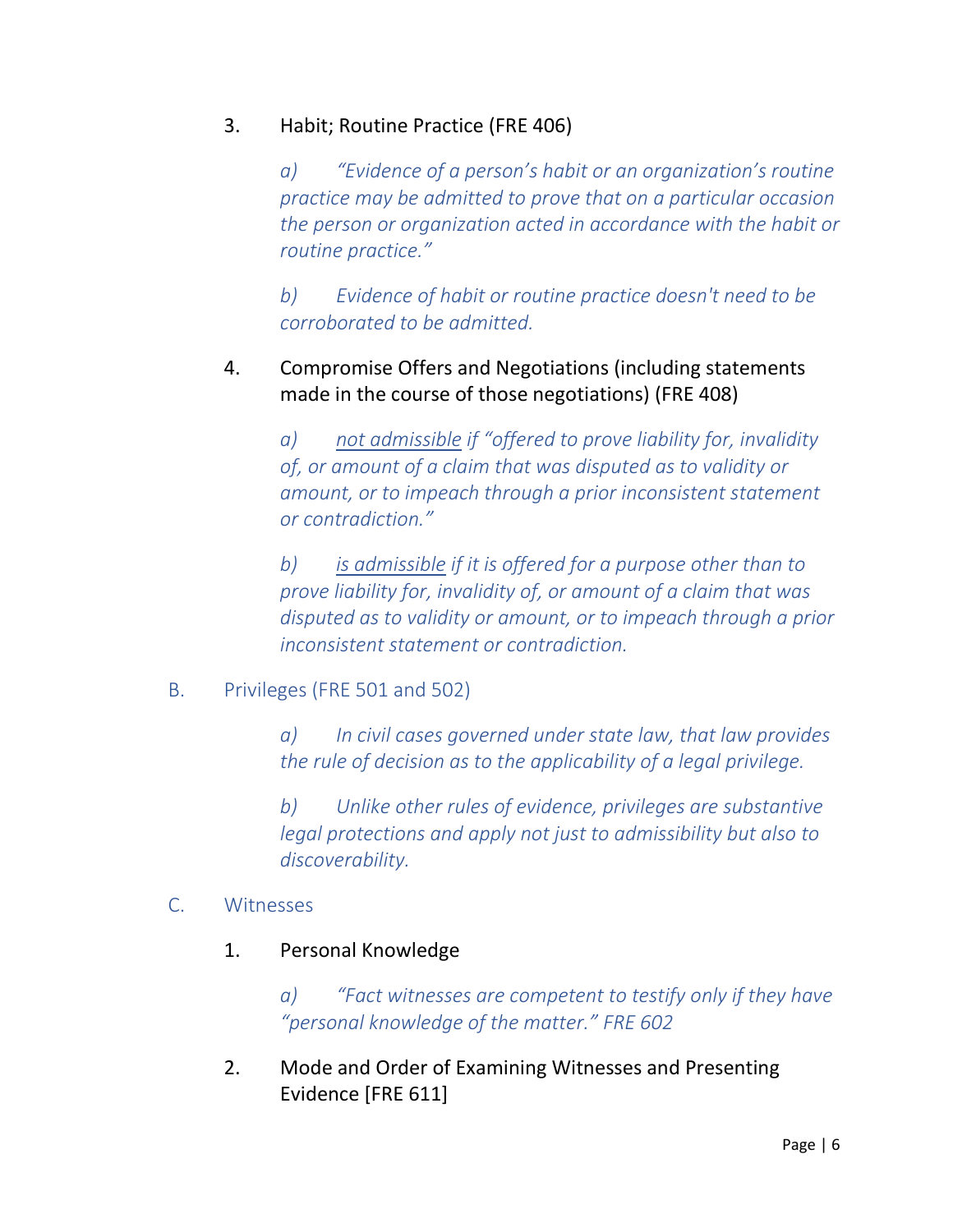3. Habit; Routine Practice (FRE 406)

   *a) "Evidence of a person's habit or an organization's routine practice may be admitted to prove that on a particular occasion the person or organization acted in accordance with the habit or routine practice."*

   *b) Evidence of habit or routine practice doesn't need to be corroborated to be admitted.*

4. Compromise Offers and Negotiations (including statements made in the course of those negotiations) (FRE 408)

   *a) <u>not admissible</u> if "offered to prove liability for, invalidity of, or amount of a claim that was disputed as to validity or amount, or to impeach through a prior inconsistent statement or contradiction."*

   *b) <u>is admissible</u> if it is offered for a purpose other than to prove liability for, invalidity of, or amount of a claim that was disputed as to validity or amount, or to impeach through a prior inconsistent statement or contradiction.*

## B. Privileges (FRE 501 and 502)

*a) In civil cases governed under state law, that law provides the rule of decision as to the applicability of a legal privilege.*

*b) Unlike other rules of evidence, privileges are substantive legal protections and apply not just to admissibility but also to discoverability.*

## C. Witnesses

1. Personal Knowledge

   *a) "Fact witnesses are competent to testify only if they have "personal knowledge of the matter." FRE 602*

2. Mode and Order of Examining Witnesses and Presenting Evidence [FRE 611]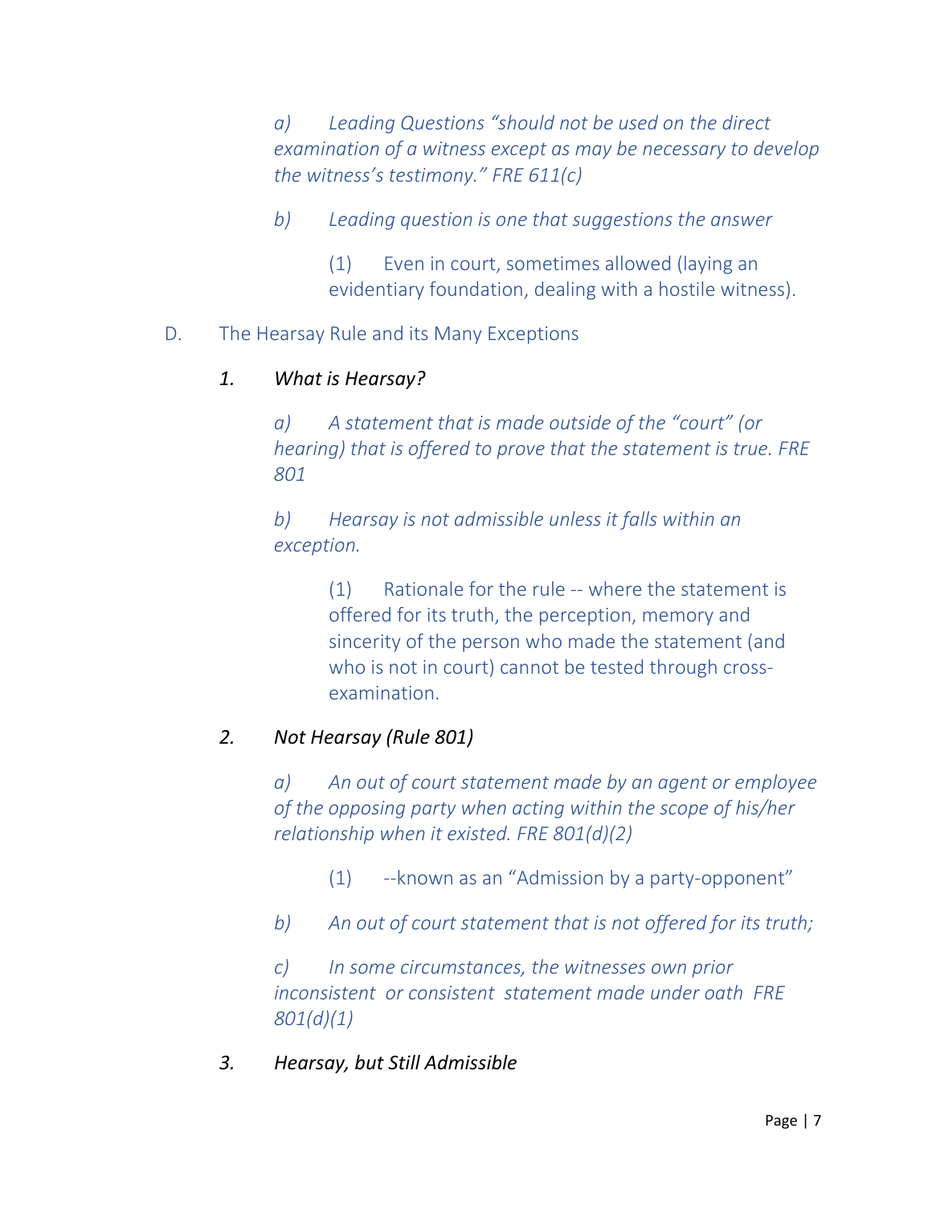a) *Leading Questions "should not be used on the direct examination of a witness except as may be necessary to develop the witness's testimony." FRE 611(c)*

b) *Leading question is one that suggestions the answer*

(1) Even in court, sometimes allowed (laying an evidentiary foundation, dealing with a hostile witness).

D. The Hearsay Rule and its Many Exceptions

1. *What is Hearsay?*

a) *A statement that is made outside of the "court" (or hearing) that is offered to prove that the statement is true. FRE 801*

b) *Hearsay is not admissible unless it falls within an exception.*

(1) Rationale for the rule -- where the statement is offered for its truth, the perception, memory and sincerity of the person who made the statement (and who is not in court) cannot be tested through cross-examination.

2. *Not Hearsay (Rule 801)*

a) *An out of court statement made by an agent or employee of the opposing party when acting within the scope of his/her relationship when it existed. FRE 801(d)(2)*

(1) --known as an "Admission by a party-opponent"

b) *An out of court statement that is not offered for its truth;*

c) *In some circumstances, the witnesses own prior inconsistent or consistent statement made under oath FRE 801(d)(1)*

3. *Hearsay, but Still Admissible*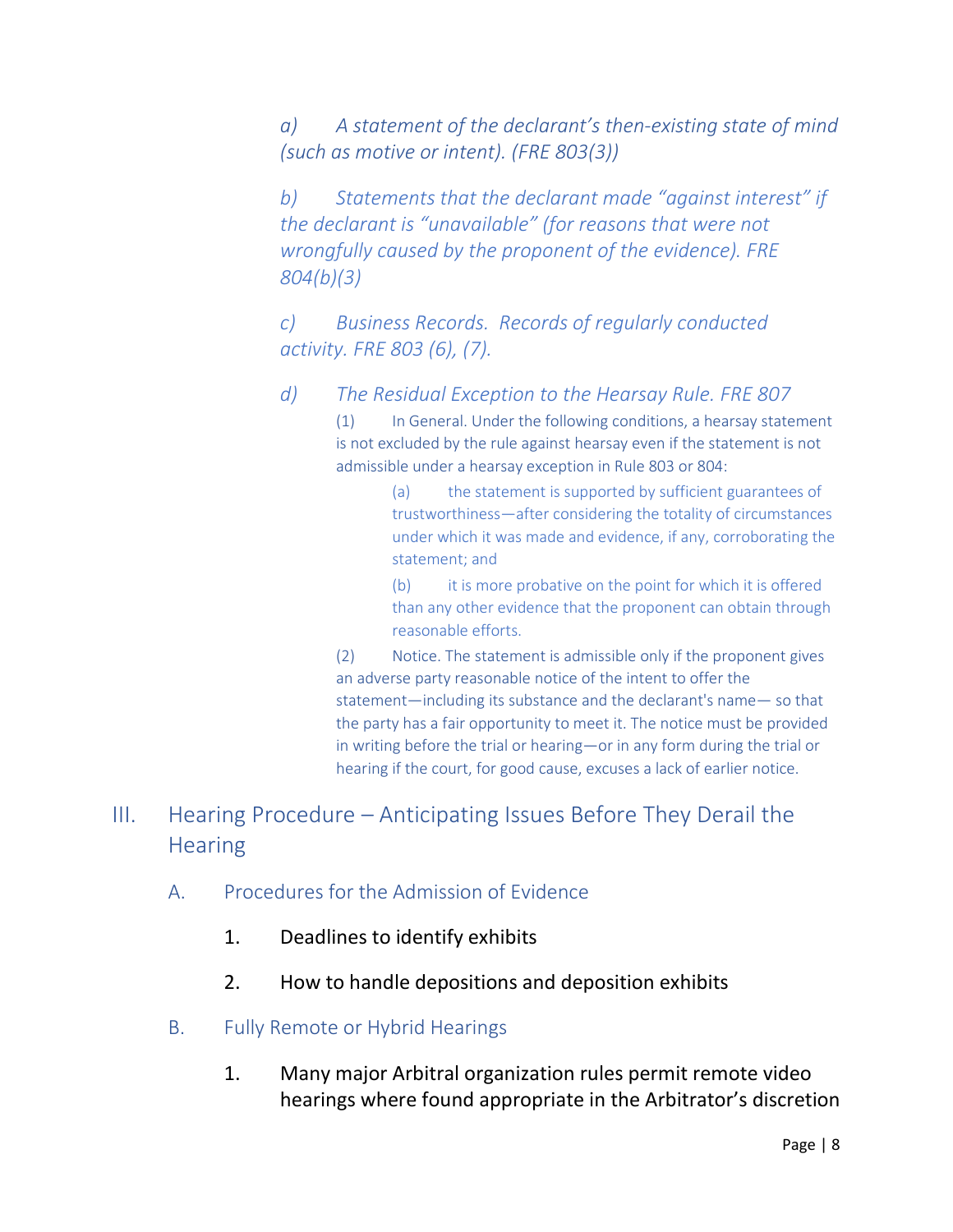*a) A statement of the declarant's then-existing state of mind (such as motive or intent). (FRE 803(3))*

*b) Statements that the declarant made "against interest" if the declarant is "unavailable" (for reasons that were not wrongfully caused by the proponent of the evidence). FRE 804(b)(3)*

*c) Business Records. Records of regularly conducted activity. FRE 803 (6), (7).*

*d) The Residual Exception to the Hearsay Rule. FRE 807*

(1) In General. Under the following conditions, a hearsay statement is not excluded by the rule against hearsay even if the statement is not admissible under a hearsay exception in Rule 803 or 804:

(a) the statement is supported by sufficient guarantees of trustworthiness—after considering the totality of circumstances under which it was made and evidence, if any, corroborating the statement; and

(b) it is more probative on the point for which it is offered than any other evidence that the proponent can obtain through reasonable efforts.

(2) Notice. The statement is admissible only if the proponent gives an adverse party reasonable notice of the intent to offer the statement—including its substance and the declarant's name— so that the party has a fair opportunity to meet it. The notice must be provided in writing before the trial or hearing—or in any form during the trial or hearing if the court, for good cause, excuses a lack of earlier notice.

# III. Hearing Procedure – Anticipating Issues Before They Derail the Hearing

## A. Procedures for the Admission of Evidence

1. Deadlines to identify exhibits
2. How to handle depositions and deposition exhibits

## B. Fully Remote or Hybrid Hearings

1. Many major Arbitral organization rules permit remote video hearings where found appropriate in the Arbitrator's discretion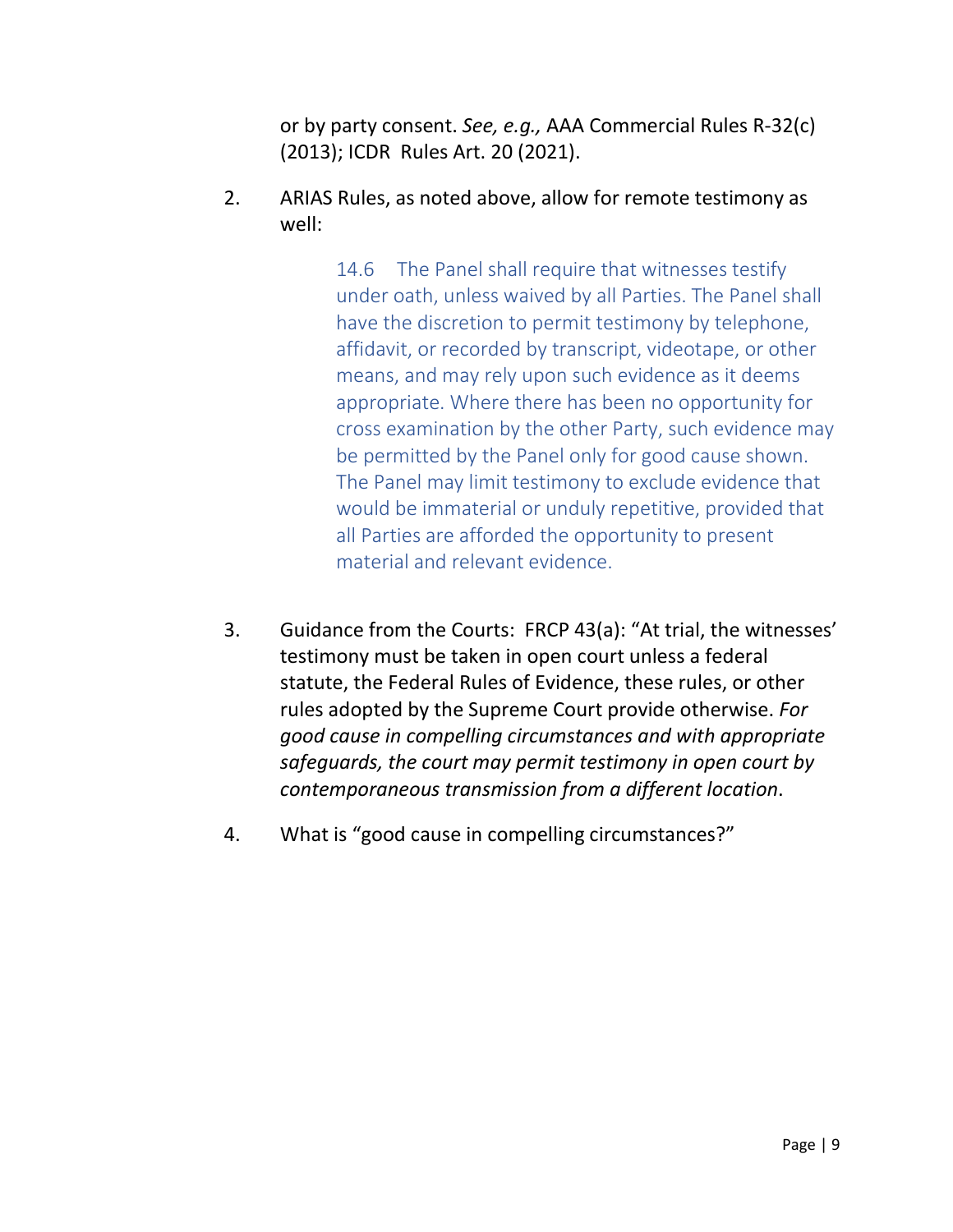or by party consent. *See, e.g.,* AAA Commercial Rules R-32(c) (2013); ICDR Rules Art. 20 (2021).

2. ARIAS Rules, as noted above, allow for remote testimony as well:

   > 14.6 The Panel shall require that witnesses testify under oath, unless waived by all Parties. The Panel shall have the discretion to permit testimony by telephone, affidavit, or recorded by transcript, videotape, or other means, and may rely upon such evidence as it deems appropriate. Where there has been no opportunity for cross examination by the other Party, such evidence may be permitted by the Panel only for good cause shown. The Panel may limit testimony to exclude evidence that would be immaterial or unduly repetitive, provided that all Parties are afforded the opportunity to present material and relevant evidence.

3. Guidance from the Courts: FRCP 43(a): "At trial, the witnesses' testimony must be taken in open court unless a federal statute, the Federal Rules of Evidence, these rules, or other rules adopted by the Supreme Court provide otherwise. *For good cause in compelling circumstances and with appropriate safeguards, the court may permit testimony in open court by contemporaneous transmission from a different location*.

4. What is "good cause in compelling circumstances?"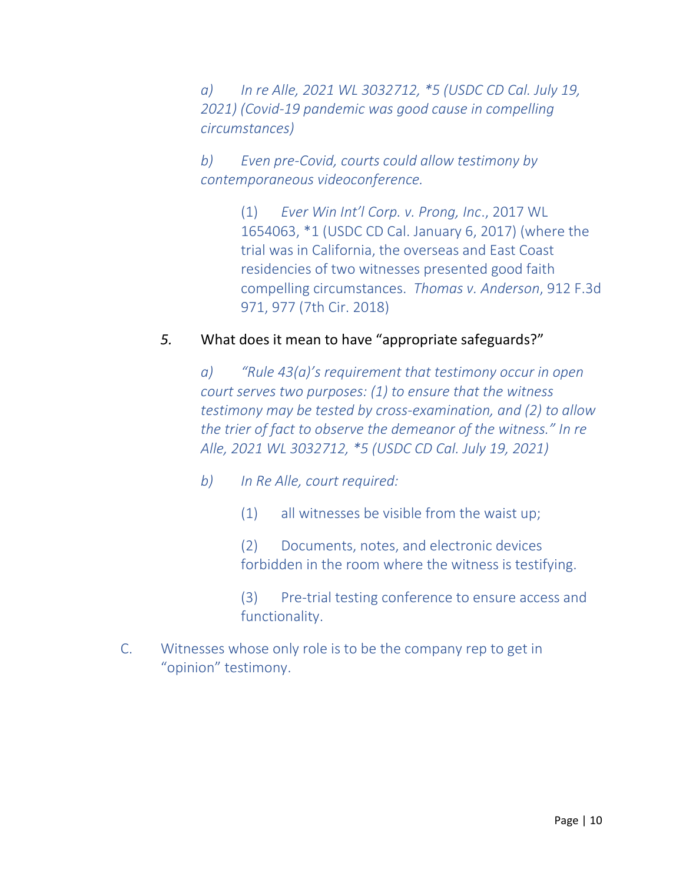a) *In re Alle, 2021 WL 3032712, \*5 (USDC CD Cal. July 19, 2021) (Covid-19 pandemic was good cause in compelling circumstances)*

b) *Even pre-Covid, courts could allow testimony by contemporaneous videoconference.*

(1) *Ever Win Int'l Corp. v. Prong, Inc*., 2017 WL 1654063, *1 (USDC CD Cal. January 6, 2017) (where the trial was in California, the overseas and East Coast residencies of two witnesses presented good faith compelling circumstances. *Thomas v. Anderson*, 912 F.3d 971, 977 (7th Cir. 2018)

*5.* What does it mean to have "appropriate safeguards?"

a) *"Rule 43(a)'s requirement that testimony occur in open court serves two purposes: (1) to ensure that the witness testimony may be tested by cross-examination, and (2) to allow the trier of fact to observe the demeanor of the witness." In re Alle, 2021 WL 3032712, \*5 (USDC CD Cal. July 19, 2021)*

b) *In Re Alle, court required:*

(1) all witnesses be visible from the waist up;

(2) Documents, notes, and electronic devices forbidden in the room where the witness is testifying.

(3) Pre-trial testing conference to ensure access and functionality.

C. Witnesses whose only role is to be the company rep to get in "opinion" testimony.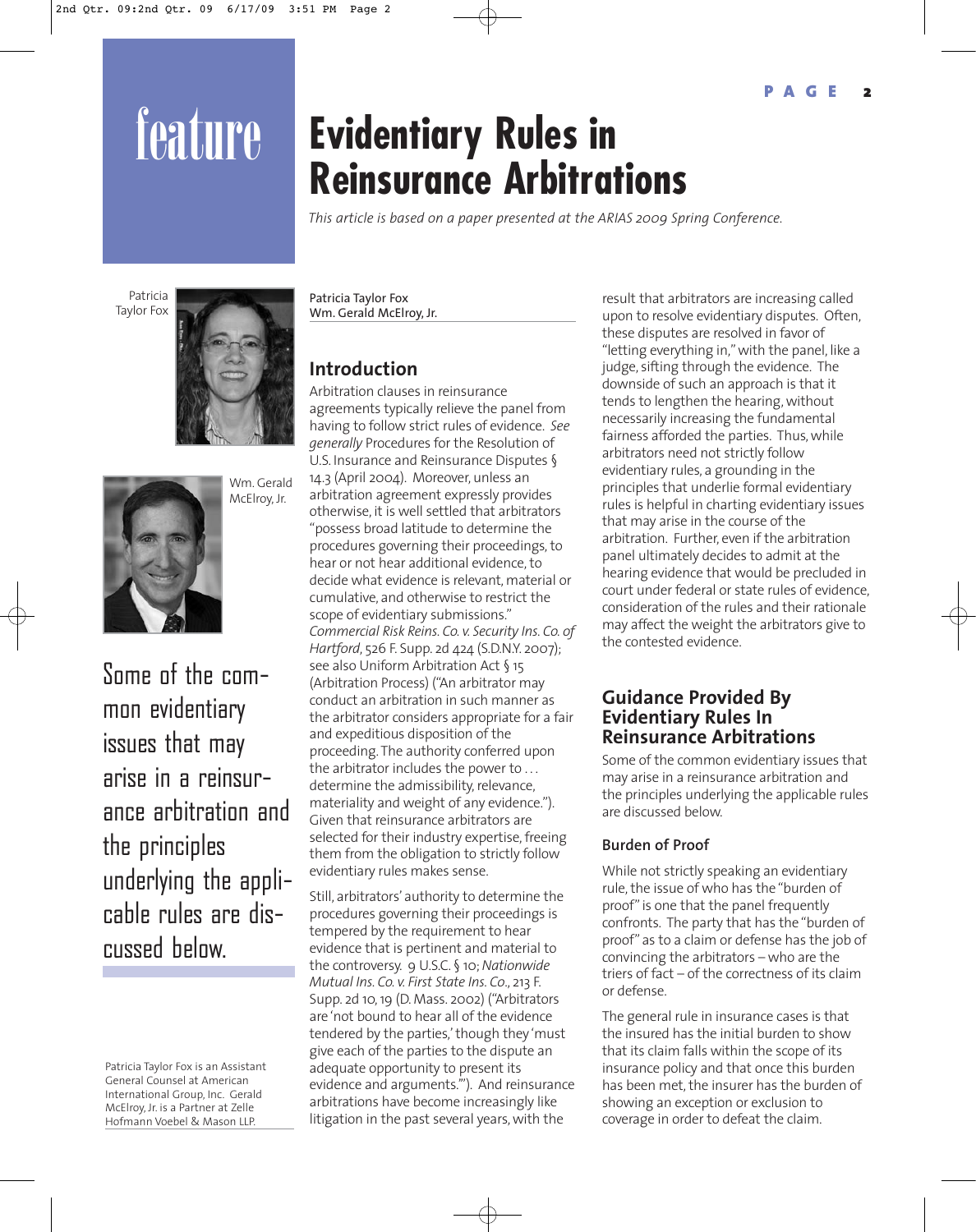# feature

# Evidentiary Rules in Reinsurance Arbitrations

*This article is based on a paper presented at the ARIAS 2009 Spring Conference.*

Patricia Taylor Fox

Wm. Gerald McElroy, Jr.

Some of the common evidentiary issues that may arise in a reinsurance arbitration and the principles underlying the applicable rules are discussed below.

Patricia Taylor Fox is an Assistant General Counsel at American International Group, Inc. Gerald McElroy, Jr. is a Partner at Zelle Hofmann Voebel & Mason LLP.

Patricia Taylor Fox
Wm. Gerald McElroy, Jr.

## Introduction

Arbitration clauses in reinsurance agreements typically relieve the panel from having to follow strict rules of evidence. *See generally* Procedures for the Resolution of U.S. Insurance and Reinsurance Disputes § 14.3 (April 2004). Moreover, unless an arbitration agreement expressly provides otherwise, it is well settled that arbitrators "possess broad latitude to determine the procedures governing their proceedings, to hear or not hear additional evidence, to decide what evidence is relevant, material or cumulative, and otherwise to restrict the scope of evidentiary submissions." *Commercial Risk Reins. Co. v. Security Ins. Co. of Hartford*, 526 F. Supp. 2d 424 (S.D.N.Y. 2007); see also Uniform Arbitration Act § 15 (Arbitration Process) ("An arbitrator may conduct an arbitration in such manner as the arbitrator considers appropriate for a fair and expeditious disposition of the proceeding. The authority conferred upon the arbitrator includes the power to . . . determine the admissibility, relevance, materiality and weight of any evidence."). Given that reinsurance arbitrators are selected for their industry expertise, freeing them from the obligation to strictly follow evidentiary rules makes sense.

Still, arbitrators' authority to determine the procedures governing their proceedings is tempered by the requirement to hear evidence that is pertinent and material to the controversy. 9 U.S.C. § 10; *Nationwide Mutual Ins. Co. v. First State Ins. Co.*, 213 F. Supp. 2d 10, 19 (D. Mass. 2002) ("Arbitrators are 'not bound to hear all of the evidence tendered by the parties,' though they 'must give each of the parties to the dispute an adequate opportunity to present its evidence and arguments.'"). And reinsurance arbitrations have become increasingly like litigation in the past several years, with the result that arbitrators are increasing called upon to resolve evidentiary disputes. Often, these disputes are resolved in favor of "letting everything in," with the panel, like a judge, sifting through the evidence. The downside of such an approach is that it tends to lengthen the hearing, without necessarily increasing the fundamental fairness afforded the parties. Thus, while arbitrators need not strictly follow evidentiary rules, a grounding in the principles that underlie formal evidentiary rules is helpful in charting evidentiary issues that may arise in the course of the arbitration. Further, even if the arbitration panel ultimately decides to admit at the hearing evidence that would be precluded in court under federal or state rules of evidence, consideration of the rules and their rationale may affect the weight the arbitrators give to the contested evidence.

## Guidance Provided By Evidentiary Rules In Reinsurance Arbitrations

Some of the common evidentiary issues that may arise in a reinsurance arbitration and the principles underlying the applicable rules are discussed below.

### Burden of Proof

While not strictly speaking an evidentiary rule, the issue of who has the "burden of proof" is one that the panel frequently confronts. The party that has the "burden of proof" as to a claim or defense has the job of convincing the arbitrators – who are the triers of fact – of the correctness of its claim or defense.

The general rule in insurance cases is that the insured has the initial burden to show that its claim falls within the scope of its insurance policy and that once this burden has been met, the insurer has the burden of showing an exception or exclusion to coverage in order to defeat the claim.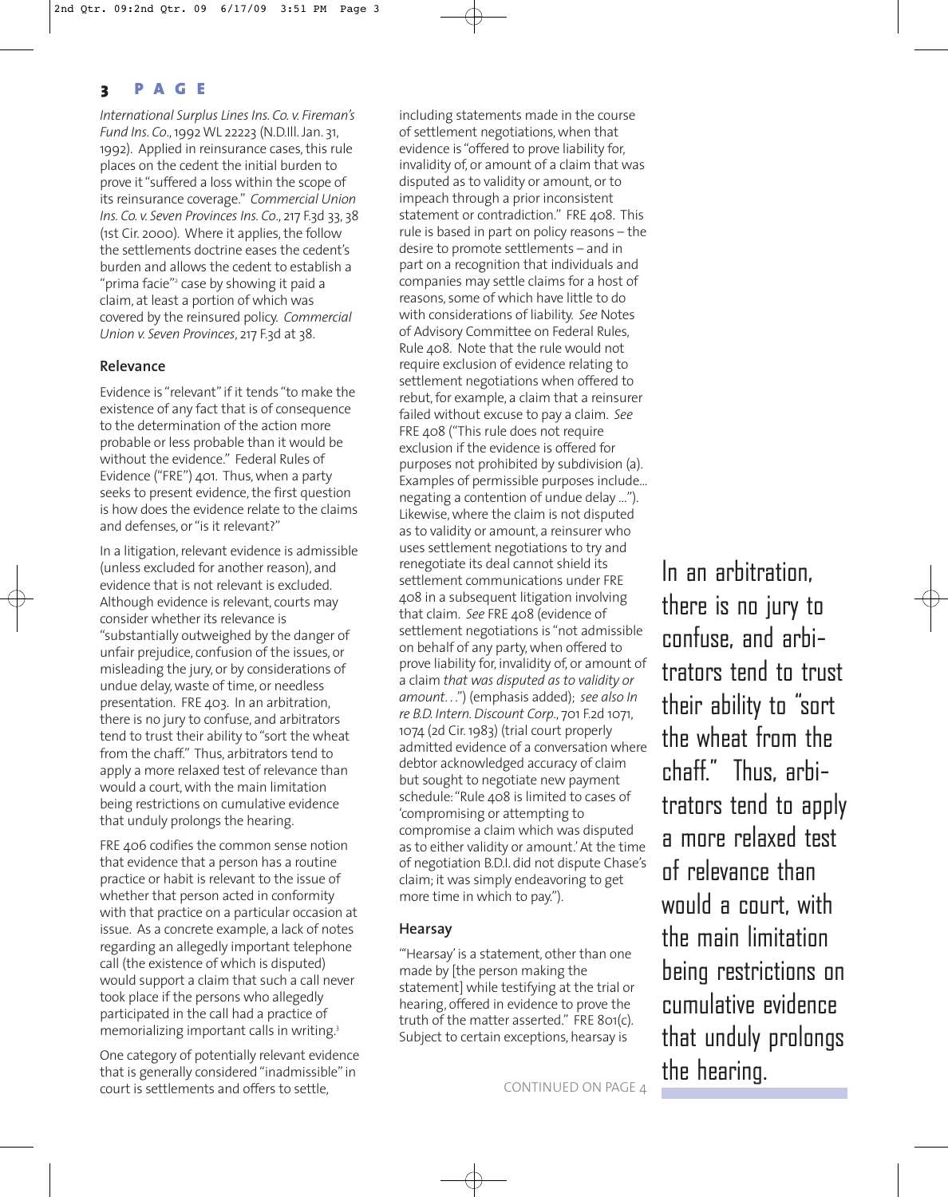*International Surplus Lines Ins. Co. v. Fireman's Fund Ins. Co.*, 1992 WL 22223 (N.D.Ill. Jan. 31, 1992). Applied in reinsurance cases, this rule places on the cedent the initial burden to prove it "suffered a loss within the scope of its reinsurance coverage." *Commercial Union Ins. Co. v. Seven Provinces Ins. Co.*, 217 F.3d 33, 38 (1st Cir. 2000). Where it applies, the follow the settlements doctrine eases the cedent's burden and allows the cedent to establish a "prima facie"[2] case by showing it paid a claim, at least a portion of which was covered by the reinsured policy. *Commercial Union v. Seven Provinces*, 217 F.3d at 38.

### Relevance

Evidence is "relevant" if it tends "to make the existence of any fact that is of consequence to the determination of the action more probable or less probable than it would be without the evidence." Federal Rules of Evidence ("FRE") 401. Thus, when a party seeks to present evidence, the first question is how does the evidence relate to the claims and defenses, or "is it relevant?"

In a litigation, relevant evidence is admissible (unless excluded for another reason), and evidence that is not relevant is excluded. Although evidence is relevant, courts may consider whether its relevance is "substantially outweighed by the danger of unfair prejudice, confusion of the issues, or misleading the jury, or by considerations of undue delay, waste of time, or needless presentation. FRE 403. In an arbitration, there is no jury to confuse, and arbitrators tend to trust their ability to "sort the wheat from the chaff." Thus, arbitrators tend to apply a more relaxed test of relevance than would a court, with the main limitation being restrictions on cumulative evidence that unduly prolongs the hearing.

FRE 406 codifies the common sense notion that evidence that a person has a routine practice or habit is relevant to the issue of whether that person acted in conformity with that practice on a particular occasion at issue. As a concrete example, a lack of notes regarding an allegedly important telephone call (the existence of which is disputed) would support a claim that such a call never took place if the persons who allegedly participated in the call had a practice of memorializing important calls in writing.[3]

One category of potentially relevant evidence that is generally considered "inadmissible" in court is settlements and offers to settle, including statements made in the course of settlement negotiations, when that evidence is "offered to prove liability for, invalidity of, or amount of a claim that was disputed as to validity or amount, or to impeach through a prior inconsistent statement or contradiction." FRE 408. This rule is based in part on policy reasons – the desire to promote settlements – and in part on a recognition that individuals and companies may settle claims for a host of reasons, some of which have little to do with considerations of liability. *See* Notes of Advisory Committee on Federal Rules, Rule 408. Note that the rule would not require exclusion of evidence relating to settlement negotiations when offered to rebut, for example, a claim that a reinsurer failed without excuse to pay a claim. *See* FRE 408 ("This rule does not require exclusion if the evidence is offered for purposes not prohibited by subdivision (a). Examples of permissible purposes include... negating a contention of undue delay ..."). Likewise, where the claim is not disputed as to validity or amount, a reinsurer who uses settlement negotiations to try and renegotiate its deal cannot shield its settlement communications under FRE 408 in a subsequent litigation involving that claim. *See* FRE 408 (evidence of settlement negotiations is "not admissible on behalf of any party, when offered to prove liability for, invalidity of, or amount of a claim *that was disputed as to validity or amount*. . .") (emphasis added); *see also In re B.D. Intern. Discount Corp.*, 701 F.2d 1071, 1074 (2d Cir. 1983) (trial court properly admitted evidence of a conversation where debtor acknowledged accuracy of claim but sought to negotiate new payment schedule: "Rule 408 is limited to cases of 'compromising or attempting to compromise a claim which was disputed as to either validity or amount.' At the time of negotiation B.D.I. did not dispute Chase's claim; it was simply endeavoring to get more time in which to pay.").

### Hearsay

"'Hearsay' is a statement, other than one made by [the person making the statement] while testifying at the trial or hearing, offered in evidence to prove the truth of the matter asserted." FRE 801(c). Subject to certain exceptions, hearsay is

CONTINUED ON PAGE 4

> In an arbitration, there is no jury to confuse, and arbitrators tend to trust their ability to "sort the wheat from the chaff." Thus, arbitrators tend to apply a more relaxed test of relevance than would a court, with the main limitation being restrictions on cumulative evidence that unduly prolongs the hearing.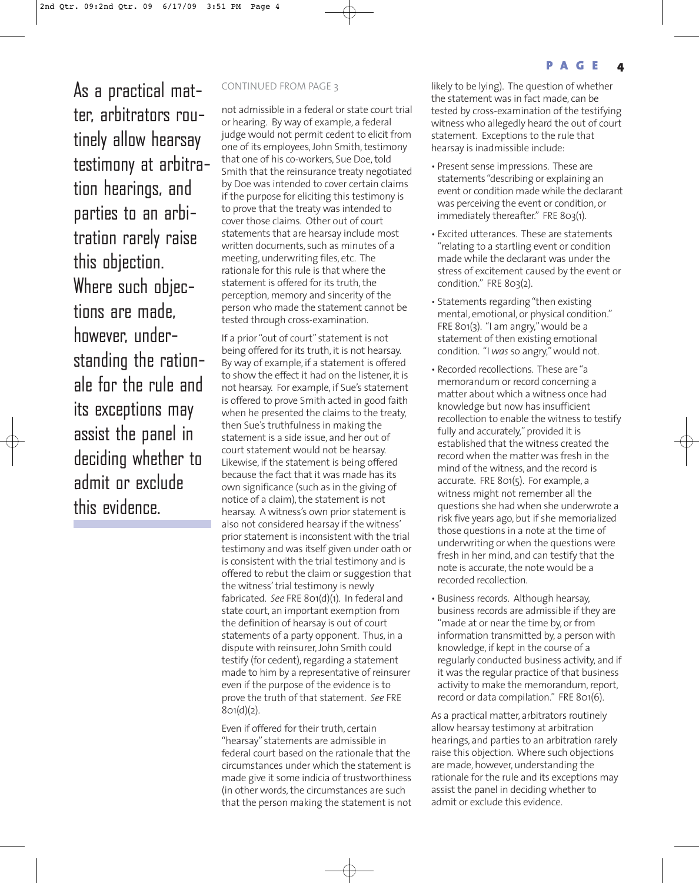> As a practical matter, arbitrators routinely allow hearsay testimony at arbitration hearings, and parties to an arbitration rarely raise this objection. Where such objections are made, however, understanding the rationale for the rule and its exceptions may assist the panel in deciding whether to admit or exclude this evidence.

CONTINUED FROM PAGE 3

not admissible in a federal or state court trial or hearing. By way of example, a federal judge would not permit cedent to elicit from one of its employees, John Smith, testimony that one of his co-workers, Sue Doe, told Smith that the reinsurance treaty negotiated by Doe was intended to cover certain claims if the purpose for eliciting this testimony is to prove that the treaty was intended to cover those claims. Other out of court statements that are hearsay include most written documents, such as minutes of a meeting, underwriting files, etc. The rationale for this rule is that where the statement is offered for its truth, the perception, memory and sincerity of the person who made the statement cannot be tested through cross-examination.

If a prior "out of court" statement is not being offered for its truth, it is not hearsay. By way of example, if a statement is offered to show the effect it had on the listener, it is not hearsay. For example, if Sue's statement is offered to prove Smith acted in good faith when he presented the claims to the treaty, then Sue's truthfulness in making the statement is a side issue, and her out of court statement would not be hearsay. Likewise, if the statement is being offered because the fact that it was made has its own significance (such as in the giving of notice of a claim), the statement is not hearsay. A witness's own prior statement is also not considered hearsay if the witness' prior statement is inconsistent with the trial testimony and was itself given under oath or is consistent with the trial testimony and is offered to rebut the claim or suggestion that the witness' trial testimony is newly fabricated. *See* FRE 801(d)(1). In federal and state court, an important exemption from the definition of hearsay is out of court statements of a party opponent. Thus, in a dispute with reinsurer, John Smith could testify (for cedent), regarding a statement made to him by a representative of reinsurer even if the purpose of the evidence is to prove the truth of that statement. *See* FRE 801(d)(2).

Even if offered for their truth, certain "hearsay" statements are admissible in federal court based on the rationale that the circumstances under which the statement is made give it some indicia of trustworthiness (in other words, the circumstances are such that the person making the statement is not likely to be lying). The question of whether the statement was in fact made, can be tested by cross-examination of the testifying witness who allegedly heard the out of court statement. Exceptions to the rule that hearsay is inadmissible include:

- Present sense impressions. These are statements "describing or explaining an event or condition made while the declarant was perceiving the event or condition, or immediately thereafter." FRE 803(1).
- Excited utterances. These are statements "relating to a startling event or condition made while the declarant was under the stress of excitement caused by the event or condition." FRE 803(2).
- Statements regarding "then existing mental, emotional, or physical condition." FRE 801(3). "I am angry," would be a statement of then existing emotional condition. "I *was* so angry," would not.
- Recorded recollections. These are "a memorandum or record concerning a matter about which a witness once had knowledge but now has insufficient recollection to enable the witness to testify fully and accurately," provided it is established that the witness created the record when the matter was fresh in the mind of the witness, and the record is accurate. FRE 801(5). For example, a witness might not remember all the questions she had when she underwrote a risk five years ago, but if she memorialized those questions in a note at the time of underwriting or when the questions were fresh in her mind, and can testify that the note is accurate, the note would be a recorded recollection.
- Business records. Although hearsay, business records are admissible if they are "made at or near the time by, or from information transmitted by, a person with knowledge, if kept in the course of a regularly conducted business activity, and if it was the regular practice of that business activity to make the memorandum, report, record or data compilation." FRE 801(6).

As a practical matter, arbitrators routinely allow hearsay testimony at arbitration hearings, and parties to an arbitration rarely raise this objection. Where such objections are made, however, understanding the rationale for the rule and its exceptions may assist the panel in deciding whether to admit or exclude this evidence.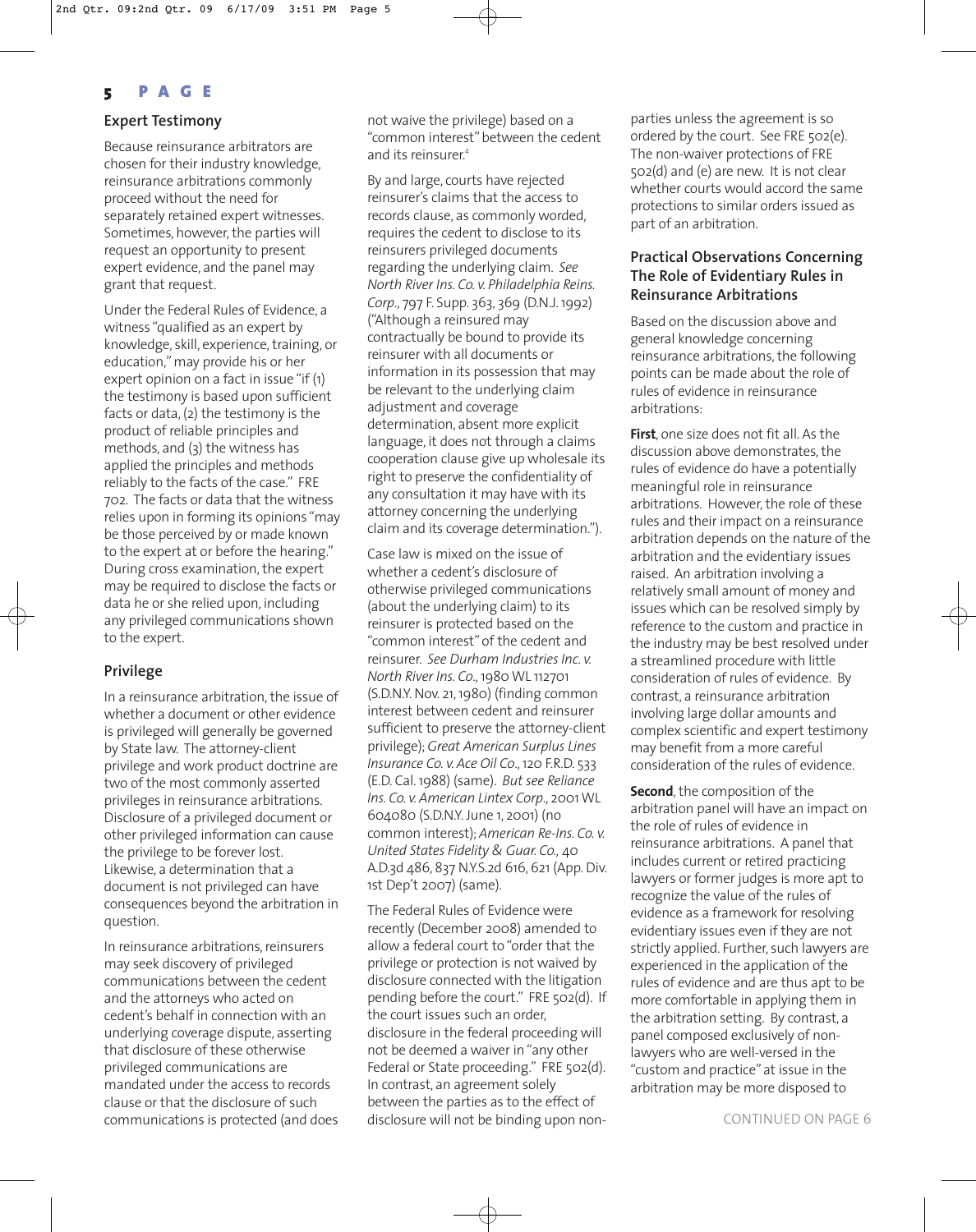## Expert Testimony

Because reinsurance arbitrators are chosen for their industry knowledge, reinsurance arbitrations commonly proceed without the need for separately retained expert witnesses. Sometimes, however, the parties will request an opportunity to present expert evidence, and the panel may grant that request.

Under the Federal Rules of Evidence, a witness "qualified as an expert by knowledge, skill, experience, training, or education," may provide his or her expert opinion on a fact in issue "if (1) the testimony is based upon sufficient facts or data, (2) the testimony is the product of reliable principles and methods, and (3) the witness has applied the principles and methods reliably to the facts of the case." FRE 702. The facts or data that the witness relies upon in forming its opinions "may be those perceived by or made known to the expert at or before the hearing." During cross examination, the expert may be required to disclose the facts or data he or she relied upon, including any privileged communications shown to the expert.

## Privilege

In a reinsurance arbitration, the issue of whether a document or other evidence is privileged will generally be governed by State law. The attorney-client privilege and work product doctrine are two of the most commonly asserted privileges in reinsurance arbitrations. Disclosure of a privileged document or other privileged information can cause the privilege to be forever lost. Likewise, a determination that a document is not privileged can have consequences beyond the arbitration in question.

In reinsurance arbitrations, reinsurers may seek discovery of privileged communications between the cedent and the attorneys who acted on cedent's behalf in connection with an underlying coverage dispute, asserting that disclosure of these otherwise privileged communications are mandated under the access to records clause or that the disclosure of such communications is protected (and does not waive the privilege) based on a "common interest" between the cedent and its reinsurer.[4]

By and large, courts have rejected reinsurer's claims that the access to records clause, as commonly worded, requires the cedent to disclose to its reinsurers privileged documents regarding the underlying claim. *See North River Ins. Co. v. Philadelphia Reins. Corp.*, 797 F. Supp. 363, 369 (D.N.J. 1992) ("Although a reinsured may contractually be bound to provide its reinsurer with all documents or information in its possession that may be relevant to the underlying claim adjustment and coverage determination, absent more explicit language, it does not through a claims cooperation clause give up wholesale its right to preserve the confidentiality of any consultation it may have with its attorney concerning the underlying claim and its coverage determination.").

Case law is mixed on the issue of whether a cedent's disclosure of otherwise privileged communications (about the underlying claim) to its reinsurer is protected based on the "common interest" of the cedent and reinsurer. *See Durham Industries Inc. v. North River Ins. Co.*, 1980 WL 112701 (S.D.N.Y. Nov. 21, 1980) (finding common interest between cedent and reinsurer sufficient to preserve the attorney-client privilege); *Great American Surplus Lines Insurance Co. v. Ace Oil Co.*, 120 F.R.D. 533 (E.D. Cal. 1988) (same). *But see Reliance Ins. Co. v. American Lintex Corp.*, 2001 WL 604080 (S.D.N.Y. June 1, 2001) (no common interest); *American Re-Ins. Co. v. United States Fidelity & Guar. Co.,* 40 A.D.3d 486, 837 N.Y.S.2d 616, 621 (App. Div. 1st Dep't 2007) (same).

The Federal Rules of Evidence were recently (December 2008) amended to allow a federal court to "order that the privilege or protection is not waived by disclosure connected with the litigation pending before the court." FRE 502(d). If the court issues such an order, disclosure in the federal proceeding will not be deemed a waiver in "any other Federal or State proceeding." FRE 502(d). In contrast, an agreement solely between the parties as to the effect of disclosure will not be binding upon non-parties unless the agreement is so ordered by the court. See FRE 502(e). The non-waiver protections of FRE 502(d) and (e) are new. It is not clear whether courts would accord the same protections to similar orders issued as part of an arbitration.

## Practical Observations Concerning The Role of Evidentiary Rules in Reinsurance Arbitrations

Based on the discussion above and general knowledge concerning reinsurance arbitrations, the following points can be made about the role of rules of evidence in reinsurance arbitrations:

**First**, one size does not fit all. As the discussion above demonstrates, the rules of evidence do have a potentially meaningful role in reinsurance arbitrations. However, the role of these rules and their impact on a reinsurance arbitration depends on the nature of the arbitration and the evidentiary issues raised. An arbitration involving a relatively small amount of money and issues which can be resolved simply by reference to the custom and practice in the industry may be best resolved under a streamlined procedure with little consideration of rules of evidence. By contrast, a reinsurance arbitration involving large dollar amounts and complex scientific and expert testimony may benefit from a more careful consideration of the rules of evidence.

**Second**, the composition of the arbitration panel will have an impact on the role of rules of evidence in reinsurance arbitrations. A panel that includes current or retired practicing lawyers or former judges is more apt to recognize the value of the rules of evidence as a framework for resolving evidentiary issues even if they are not strictly applied. Further, such lawyers are experienced in the application of the rules of evidence and are thus apt to be more comfortable in applying them in the arbitration setting. By contrast, a panel composed exclusively of non-lawyers who are well-versed in the "custom and practice" at issue in the arbitration may be more disposed to

CONTINUED ON PAGE 6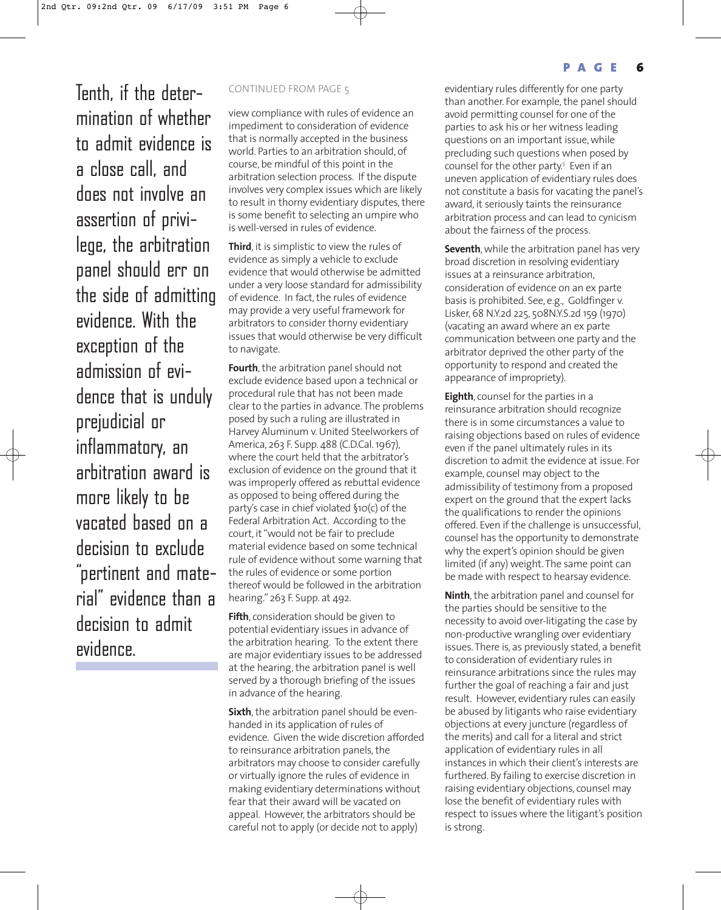> Tenth, if the determination of whether to admit evidence is a close call, and does not involve an assertion of privilege, the arbitration panel should err on the side of admitting evidence. With the exception of the admission of evidence that is unduly prejudicial or inflammatory, an arbitration award is more likely to be vacated based on a decision to exclude "pertinent and material" evidence than a decision to admit evidence.

CONTINUED FROM PAGE 5

view compliance with rules of evidence an impediment to consideration of evidence that is normally accepted in the business world. Parties to an arbitration should, of course, be mindful of this point in the arbitration selection process. If the dispute involves very complex issues which are likely to result in thorny evidentiary disputes, there is some benefit to selecting an umpire who is well-versed in rules of evidence.

**Third**, it is simplistic to view the rules of evidence as simply a vehicle to exclude evidence that would otherwise be admitted under a very loose standard for admissibility of evidence. In fact, the rules of evidence may provide a very useful framework for arbitrators to consider thorny evidentiary issues that would otherwise be very difficult to navigate.

**Fourth**, the arbitration panel should not exclude evidence based upon a technical or procedural rule that has not been made clear to the parties in advance. The problems posed by such a ruling are illustrated in Harvey Aluminum v. United Steelworkers of America, 263 F. Supp. 488 (C.D.Cal. 1967), where the court held that the arbitrator's exclusion of evidence on the ground that it was improperly offered as rebuttal evidence as opposed to being offered during the party's case in chief violated §10(c) of the Federal Arbitration Act. According to the court, it "would not be fair to preclude material evidence based on some technical rule of evidence without some warning that the rules of evidence or some portion thereof would be followed in the arbitration hearing." 263 F. Supp. at 492.

**Fifth**, consideration should be given to potential evidentiary issues in advance of the arbitration hearing. To the extent there are major evidentiary issues to be addressed at the hearing, the arbitration panel is well served by a thorough briefing of the issues in advance of the hearing.

**Sixth**, the arbitration panel should be even-handed in its application of rules of evidence. Given the wide discretion afforded to reinsurance arbitration panels, the arbitrators may choose to consider carefully or virtually ignore the rules of evidence in making evidentiary determinations without fear that their award will be vacated on appeal. However, the arbitrators should be careful not to apply (or decide not to apply) evidentiary rules differently for one party than another. For example, the panel should avoid permitting counsel for one of the parties to ask his or her witness leading questions on an important issue, while precluding such questions when posed by counsel for the other party.[5] Even if an uneven application of evidentiary rules does not constitute a basis for vacating the panel's award, it seriously taints the reinsurance arbitration process and can lead to cynicism about the fairness of the process.

**Seventh**, while the arbitration panel has very broad discretion in resolving evidentiary issues at a reinsurance arbitration, consideration of evidence on an ex parte basis is prohibited. See, e.g., Goldfinger v. Lisker, 68 N.Y.2d 225, 508N.Y.S.2d 159 (1970) (vacating an award where an ex parte communication between one party and the arbitrator deprived the other party of the opportunity to respond and created the appearance of impropriety).

**Eighth**, counsel for the parties in a reinsurance arbitration should recognize there is in some circumstances a value to raising objections based on rules of evidence even if the panel ultimately rules in its discretion to admit the evidence at issue. For example, counsel may object to the admissibility of testimony from a proposed expert on the ground that the expert lacks the qualifications to render the opinions offered. Even if the challenge is unsuccessful, counsel has the opportunity to demonstrate why the expert's opinion should be given limited (if any) weight. The same point can be made with respect to hearsay evidence.

**Ninth**, the arbitration panel and counsel for the parties should be sensitive to the necessity to avoid over-litigating the case by non-productive wrangling over evidentiary issues. There is, as previously stated, a benefit to consideration of evidentiary rules in reinsurance arbitrations since the rules may further the goal of reaching a fair and just result. However, evidentiary rules can easily be abused by litigants who raise evidentiary objections at every juncture (regardless of the merits) and call for a literal and strict application of evidentiary rules in all instances in which their client's interests are furthered. By failing to exercise discretion in raising evidentiary objections, counsel may lose the benefit of evidentiary rules with respect to issues where the litigant's position is strong.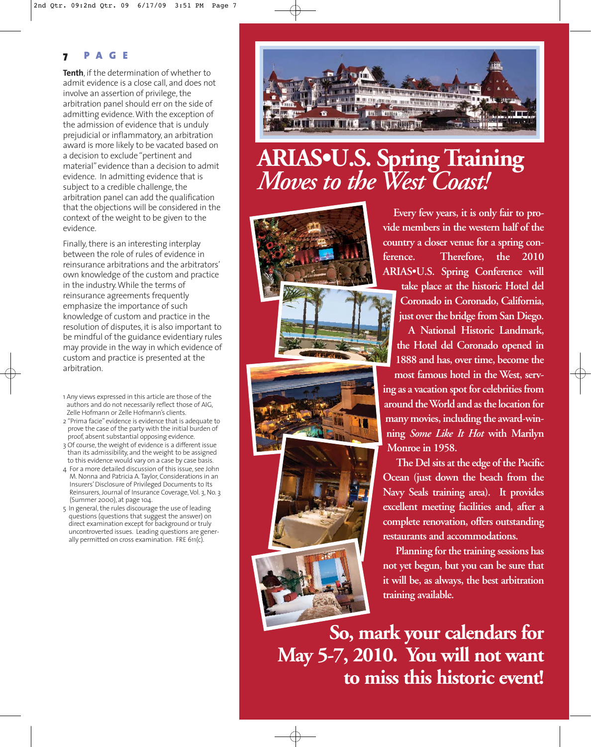**Tenth**, if the determination of whether to admit evidence is a close call, and does not involve an assertion of privilege, the arbitration panel should err on the side of admitting evidence. With the exception of the admission of evidence that is unduly prejudicial or inflammatory, an arbitration award is more likely to be vacated based on a decision to exclude "pertinent and material" evidence than a decision to admit evidence. In admitting evidence that is subject to a credible challenge, the arbitration panel can add the qualification that the objections will be considered in the context of the weight to be given to the evidence.

Finally, there is an interesting interplay between the role of rules of evidence in reinsurance arbitrations and the arbitrators' own knowledge of the custom and practice in the industry. While the terms of reinsurance agreements frequently emphasize the importance of such knowledge of custom and practice in the resolution of disputes, it is also important to be mindful of the guidance evidentiary rules may provide in the way in which evidence of custom and practice is presented at the arbitration.

1 Any views expressed in this article are those of the authors and do not necessarily reflect those of AIG, Zelle Hofmann or Zelle Hofmann's clients.

2 "Prima facie" evidence is evidence that is adequate to prove the case of the party with the initial burden of proof, absent substantial opposing evidence.

3 Of course, the weight of evidence is a different issue than its admissibility, and the weight to be assigned to this evidence would vary on a case by case basis.

4 For a more detailed discussion of this issue, see John M. Nonna and Patricia A. Taylor, Considerations in an Insurers' Disclosure of Privileged Documents to Its Reinsurers, Journal of Insurance Coverage, Vol. 3, No. 3 (Summer 2000), at page 104.

5 In general, the rules discourage the use of leading questions (questions that suggest the answer) on direct examination except for background or truly uncontroverted issues. Leading questions are generally permitted on cross examination. FRE 611(c).

# ARIAS•U.S. Spring Training *Moves to the West Coast!*

Every few years, it is only fair to provide members in the western half of the country a closer venue for a spring conference. Therefore, the 2010 ARIAS•U.S. Spring Conference will take place at the historic Hotel del Coronado in Coronado, California, just over the bridge from San Diego.

A National Historic Landmark, the Hotel del Coronado opened in 1888 and has, over time, become the most famous hotel in the West, serving as a vacation spot for celebrities from around the World and as the location for many movies, including the award-winning *Some Like It Hot* with Marilyn Monroe in 1958.

The Del sits at the edge of the Pacific Ocean (just down the beach from the Navy Seals training area). It provides excellent meeting facilities and, after a complete renovation, offers outstanding restaurants and accommodations.

Planning for the training sessions has not yet begun, but you can be sure that it will be, as always, the best arbitration training available.

**So, mark your calendars for May 5-7, 2010. You will not want to miss this historic event!**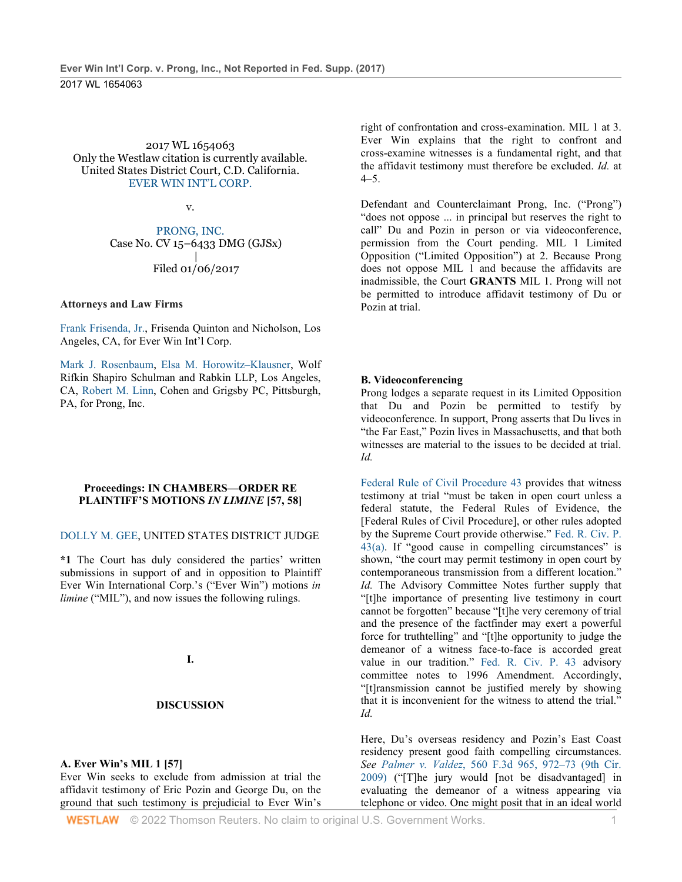2017 WL 1654063
Only the Westlaw citation is currently available.
United States District Court, C.D. California.
EVER WIN INT'L CORP.

v.

PRONG, INC.
Case No. CV 15–6433 DMG (GJSx)
|
Filed 01/06/2017

**Attorneys and Law Firms**

Frank Frisenda, Jr., Frisenda Quinton and Nicholson, Los Angeles, CA, for Ever Win Int'l Corp.

Mark J. Rosenbaum, Elsa M. Horowitz–Klausner, Wolf Rifkin Shapiro Schulman and Rabkin LLP, Los Angeles, CA, Robert M. Linn, Cohen and Grigsby PC, Pittsburgh, PA, for Prong, Inc.

**Proceedings: IN CHAMBERS—ORDER RE PLAINTIFF'S MOTIONS *IN LIMINE* [57, 58]**

DOLLY M. GEE, UNITED STATES DISTRICT JUDGE

**\*1** The Court has duly considered the parties' written submissions in support of and in opposition to Plaintiff Ever Win International Corp.'s ("Ever Win") motions *in limine* ("MIL"), and now issues the following rulings.

## I.

## DISCUSSION

### A. Ever Win's MIL 1 [57]

Ever Win seeks to exclude from admission at trial the affidavit testimony of Eric Pozin and George Du, on the ground that such testimony is prejudicial to Ever Win's right of confrontation and cross-examination. MIL 1 at 3. Ever Win explains that the right to confront and cross-examine witnesses is a fundamental right, and that the affidavit testimony must therefore be excluded. *Id.* at 4–5.

Defendant and Counterclaimant Prong, Inc. ("Prong") "does not oppose ... in principal but reserves the right to call" Du and Pozin in person or via videoconference, permission from the Court pending. MIL 1 Limited Opposition ("Limited Opposition") at 2. Because Prong does not oppose MIL 1 and because the affidavits are inadmissible, the Court **GRANTS** MIL 1. Prong will not be permitted to introduce affidavit testimony of Du or Pozin at trial.

### B. Videoconferencing

Prong lodges a separate request in its Limited Opposition that Du and Pozin be permitted to testify by videoconference. In support, Prong asserts that Du lives in "the Far East," Pozin lives in Massachusetts, and that both witnesses are material to the issues to be decided at trial. *Id.*

Federal Rule of Civil Procedure 43 provides that witness testimony at trial "must be taken in open court unless a federal statute, the Federal Rules of Evidence, the [Federal Rules of Civil Procedure], or other rules adopted by the Supreme Court provide otherwise." Fed. R. Civ. P. 43(a). If "good cause in compelling circumstances" is shown, "the court may permit testimony in open court by contemporaneous transmission from a different location." *Id.* The Advisory Committee Notes further supply that "[t]he importance of presenting live testimony in court cannot be forgotten" because "[t]he very ceremony of trial and the presence of the factfinder may exert a powerful force for truthtelling" and "[t]he opportunity to judge the demeanor of a witness face-to-face is accorded great value in our tradition." Fed. R. Civ. P. 43 advisory committee notes to 1996 Amendment. Accordingly, "[t]ransmission cannot be justified merely by showing that it is inconvenient for the witness to attend the trial." *Id.*

Here, Du's overseas residency and Pozin's East Coast residency present good faith compelling circumstances. *See Palmer v. Valdez*, 560 F.3d 965, 972–73 (9th Cir. 2009) ("[T]he jury would [not be disadvantaged] in evaluating the demeanor of a witness appearing via telephone or video. One might posit that in an ideal world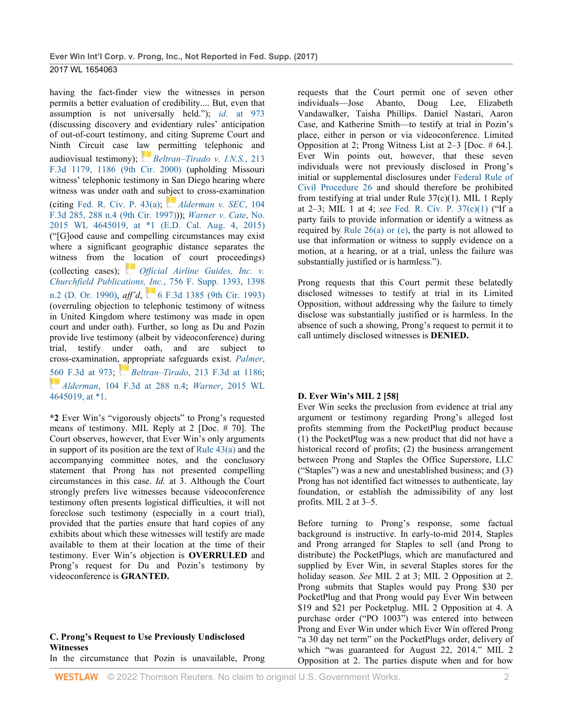having the fact-finder view the witnesses in person permits a better evaluation of credibility.... But, even that assumption is not universally held."); *id.* at 973 (discussing discovery and evidentiary rules' anticipation of out-of-court testimony, and citing Supreme Court and Ninth Circuit case law permitting telephonic and audiovisual testimony); *Beltran–Tirado v. I.N.S.*, 213 F.3d 1179, 1186 (9th Cir. 2000) (upholding Missouri witness' telephonic testimony in San Diego hearing where witness was under oath and subject to cross-examination (citing Fed. R. Civ. P. 43(a); *Alderman v. SEC*, 104 F.3d 285, 288 n.4 (9th Cir. 1997))); *Warner v. Cate*, No. 2015 WL 4645019, at *1 (E.D. Cal. Aug. 4, 2015) ("[G]ood cause and compelling circumstances may exist where a significant geographic distance separates the witness from the location of court proceedings) (collecting cases); *Official Airline Guides, Inc. v. Churchfield Publications, Inc.*, 756 F. Supp. 1393, 1398 n.2 (D. Or. 1990), *aff'd*, 6 F.3d 1385 (9th Cir. 1993) (overruling objection to telephonic testimony of witness in United Kingdom where testimony was made in open court and under oath). Further, so long as Du and Pozin provide live testimony (albeit by videoconference) during trial, testify under oath, and are subject to cross-examination, appropriate safeguards exist. *Palmer*, 560 F.3d at 973; *Beltran–Tirado*, 213 F.3d at 1186; *Alderman*, 104 F.3d at 288 n.4; *Warner*, 2015 WL 4645019, at *1.

**\*2** Ever Win's "vigorously objects" to Prong's requested means of testimony. MIL Reply at 2 [Doc. # 70]. The Court observes, however, that Ever Win's only arguments in support of its position are the text of Rule 43(a) and the accompanying committee notes, and the conclusory statement that Prong has not presented compelling circumstances in this case. *Id.* at 3. Although the Court strongly prefers live witnesses because videoconference testimony often presents logistical difficulties, it will not foreclose such testimony (especially in a court trial), provided that the parties ensure that hard copies of any exhibits about which these witnesses will testify are made available to them at their location at the time of their testimony. Ever Win's objection is **OVERRULED** and Prong's request for Du and Pozin's testimony by videoconference is **GRANTED.**

### C. Prong's Request to Use Previously Undisclosed Witnesses

In the circumstance that Pozin is unavailable, Prong requests that the Court permit one of seven other individuals—Jose Abanto, Doug Lee, Elizabeth Vandawalker, Taisha Phillips. Daniel Nastari, Aaron Case, and Katherine Smith—to testify at trial in Pozin's place, either in person or via videoconference. Limited Opposition at 2; Prong Witness List at 2–3 [Doc. # 64.]. Ever Win points out, however, that these seven individuals were not previously disclosed in Prong's initial or supplemental disclosures under Federal Rule of Civil Procedure 26 and should therefore be prohibited from testifying at trial under Rule 37(c)(1). MIL 1 Reply at 2–3; MIL 1 at 4; *see* Fed. R. Civ. P. 37(c)(1) ("If a party fails to provide information or identify a witness as required by Rule 26(a) or (e), the party is not allowed to use that information or witness to supply evidence on a motion, at a hearing, or at a trial, unless the failure was substantially justified or is harmless.").

Prong requests that this Court permit these belatedly disclosed witnesses to testify at trial in its Limited Opposition, without addressing why the failure to timely disclose was substantially justified or is harmless. In the absence of such a showing, Prong's request to permit it to call untimely disclosed witnesses is **DENIED.**

### D. Ever Win's MIL 2 [58]

Ever Win seeks the preclusion from evidence at trial any argument or testimony regarding Prong's alleged lost profits stemming from the PocketPlug product because (1) the PocketPlug was a new product that did not have a historical record of profits; (2) the business arrangement between Prong and Staples the Office Superstore, LLC ("Staples") was a new and unestablished business; and (3) Prong has not identified fact witnesses to authenticate, lay foundation, or establish the admissibility of any lost profits. MIL 2 at 3–5.

Before turning to Prong's response, some factual background is instructive. In early-to-mid 2014, Staples and Prong arranged for Staples to sell (and Prong to distribute) the PocketPlugs, which are manufactured and supplied by Ever Win, in several Staples stores for the holiday season. *See* MIL 2 at 3; MIL 2 Opposition at 2. Prong submits that Staples would pay Prong $30 per PocketPlug and that Prong would pay Ever Win between $19 and $21 per Pocketplug. MIL 2 Opposition at 4. A purchase order ("PO 1003") was entered into between Prong and Ever Win under which Ever Win offered Prong "a 30 day net term" on the PocketPlugs order, delivery of which "was guaranteed for August 22, 2014." MIL 2 Opposition at 2. The parties dispute when and for how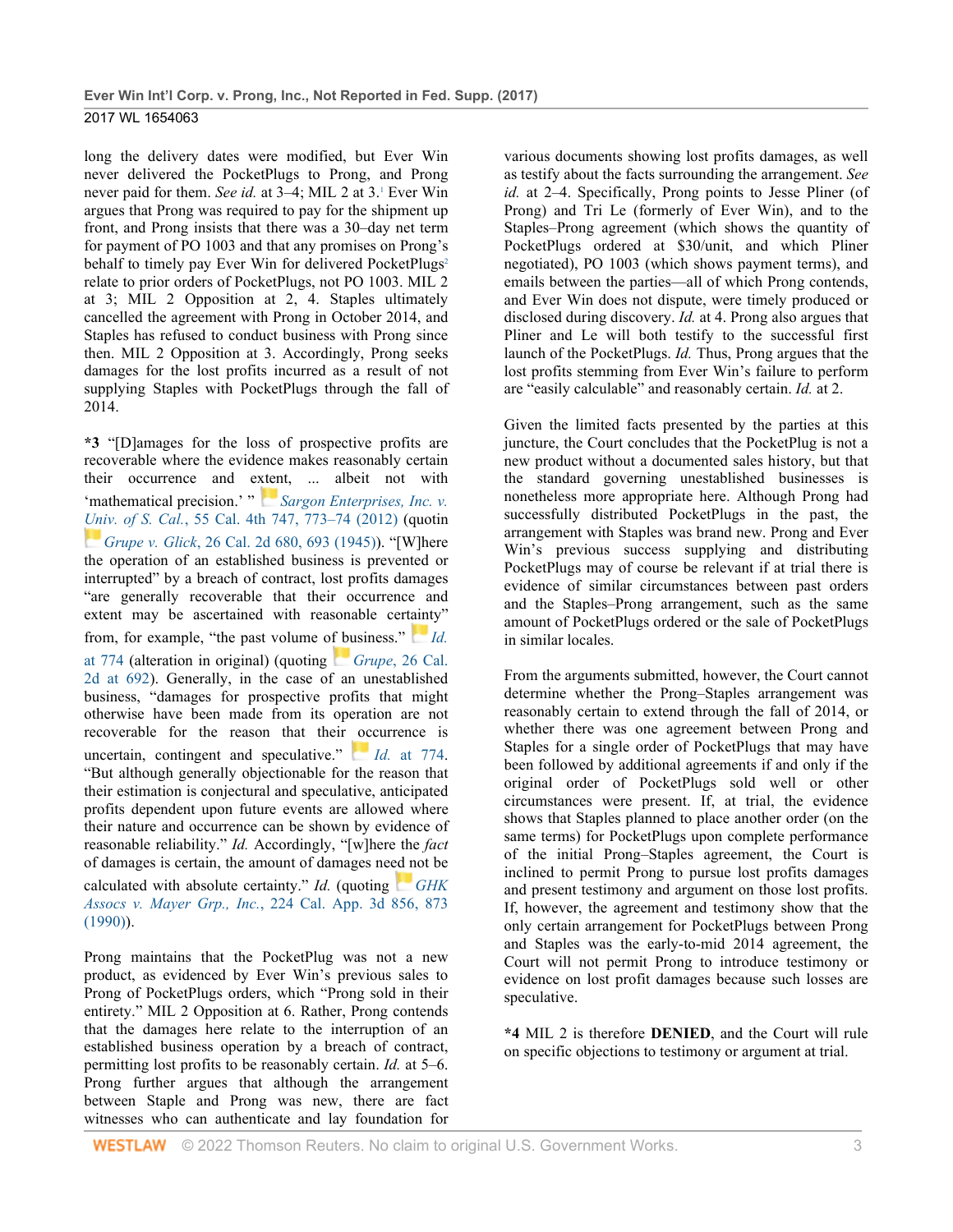long the delivery dates were modified, but Ever Win never delivered the PocketPlugs to Prong, and Prong never paid for them. *See id.* at 3–4; MIL 2 at 3.[1] Ever Win argues that Prong was required to pay for the shipment up front, and Prong insists that there was a 30–day net term for payment of PO 1003 and that any promises on Prong's behalf to timely pay Ever Win for delivered PocketPlugs[2] relate to prior orders of PocketPlugs, not PO 1003. MIL 2 at 3; MIL 2 Opposition at 2, 4. Staples ultimately cancelled the agreement with Prong in October 2014, and Staples has refused to conduct business with Prong since then. MIL 2 Opposition at 3. Accordingly, Prong seeks damages for the lost profits incurred as a result of not supplying Staples with PocketPlugs through the fall of 2014.

**\*3** "[D]amages for the loss of prospective profits are recoverable where the evidence makes reasonably certain their occurrence and extent, ... albeit not with 'mathematical precision.' " *Sargon Enterprises, Inc. v. Univ. of S. Cal.*, 55 Cal. 4th 747, 773–74 (2012) (quotin *Grupe v. Glick*, 26 Cal. 2d 680, 693 (1945)). "[W]here the operation of an established business is prevented or interrupted" by a breach of contract, lost profits damages "are generally recoverable that their occurrence and extent may be ascertained with reasonable certainty" from, for example, "the past volume of business." *Id.* at 774 (alteration in original) (quoting *Grupe*, 26 Cal. 2d at 692). Generally, in the case of an unestablished business, "damages for prospective profits that might otherwise have been made from its operation are not recoverable for the reason that their occurrence is uncertain, contingent and speculative." *Id.* at 774. "But although generally objectionable for the reason that their estimation is conjectural and speculative, anticipated profits dependent upon future events are allowed where their nature and occurrence can be shown by evidence of reasonable reliability." *Id.* Accordingly, "[w]here the *fact* of damages is certain, the amount of damages need not be calculated with absolute certainty." *Id.* (quoting *GHK Assocs v. Mayer Grp., Inc.*, 224 Cal. App. 3d 856, 873 (1990)).

Prong maintains that the PocketPlug was not a new product, as evidenced by Ever Win's previous sales to Prong of PocketPlugs orders, which "Prong sold in their entirety." MIL 2 Opposition at 6. Rather, Prong contends that the damages here relate to the interruption of an established business operation by a breach of contract, permitting lost profits to be reasonably certain. *Id.* at 5–6. Prong further argues that although the arrangement between Staple and Prong was new, there are fact witnesses who can authenticate and lay foundation for various documents showing lost profits damages, as well as testify about the facts surrounding the arrangement. *See id.* at 2–4. Specifically, Prong points to Jesse Pliner (of Prong) and Tri Le (formerly of Ever Win), and to the Staples–Prong agreement (which shows the quantity of PocketPlugs ordered at $30/unit, and which Pliner negotiated), PO 1003 (which shows payment terms), and emails between the parties—all of which Prong contends, and Ever Win does not dispute, were timely produced or disclosed during discovery. *Id.* at 4. Prong also argues that Pliner and Le will both testify to the successful first launch of the PocketPlugs. *Id.* Thus, Prong argues that the lost profits stemming from Ever Win's failure to perform are "easily calculable" and reasonably certain. *Id.* at 2.

Given the limited facts presented by the parties at this juncture, the Court concludes that the PocketPlug is not a new product without a documented sales history, but that the standard governing unestablished businesses is nonetheless more appropriate here. Although Prong had successfully distributed PocketPlugs in the past, the arrangement with Staples was brand new. Prong and Ever Win's previous success supplying and distributing PocketPlugs may of course be relevant if at trial there is evidence of similar circumstances between past orders and the Staples–Prong arrangement, such as the same amount of PocketPlugs ordered or the sale of PocketPlugs in similar locales.

From the arguments submitted, however, the Court cannot determine whether the Prong–Staples arrangement was reasonably certain to extend through the fall of 2014, or whether there was one agreement between Prong and Staples for a single order of PocketPlugs that may have been followed by additional agreements if and only if the original order of PocketPlugs sold well or other circumstances were present. If, at trial, the evidence shows that Staples planned to place another order (on the same terms) for PocketPlugs upon complete performance of the initial Prong–Staples agreement, the Court is inclined to permit Prong to pursue lost profits damages and present testimony and argument on those lost profits. If, however, the agreement and testimony show that the only certain arrangement for PocketPlugs between Prong and Staples was the early-to-mid 2014 agreement, the Court will not permit Prong to introduce testimony or evidence on lost profit damages because such losses are speculative.

**\*4** MIL 2 is therefore **DENIED**, and the Court will rule on specific objections to testimony or argument at trial.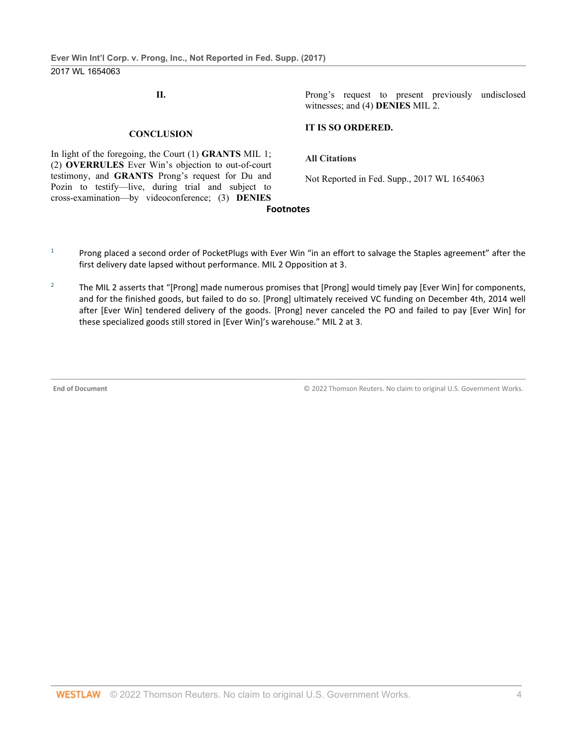## II.

## CONCLUSION

In light of the foregoing, the Court (1) **GRANTS** MIL 1; (2) **OVERRULES** Ever Win's objection to out-of-court testimony, and **GRANTS** Prong's request for Du and Pozin to testify—live, during trial and subject to cross-examination—by videoconference; (3) **DENIES** Prong's request to present previously undisclosed witnesses; and (4) **DENIES** MIL 2.

**IT IS SO ORDERED.**

**All Citations**

Not Reported in Fed. Supp., 2017 WL 1654063

**Footnotes**

[1] Prong placed a second order of PocketPlugs with Ever Win "in an effort to salvage the Staples agreement" after the first delivery date lapsed without performance. MIL 2 Opposition at 3.

[2] The MIL 2 asserts that "[Prong] made numerous promises that [Prong] would timely pay [Ever Win] for components, and for the finished goods, but failed to do so. [Prong] ultimately received VC funding on December 4th, 2014 well after [Ever Win] tendered delivery of the goods. [Prong] never canceled the PO and failed to pay [Ever Win] for these specialized goods still stored in [Ever Win]'s warehouse." MIL 2 at 3.

End of Document

© 2022 Thomson Reuters. No claim to original U.S. Government Works.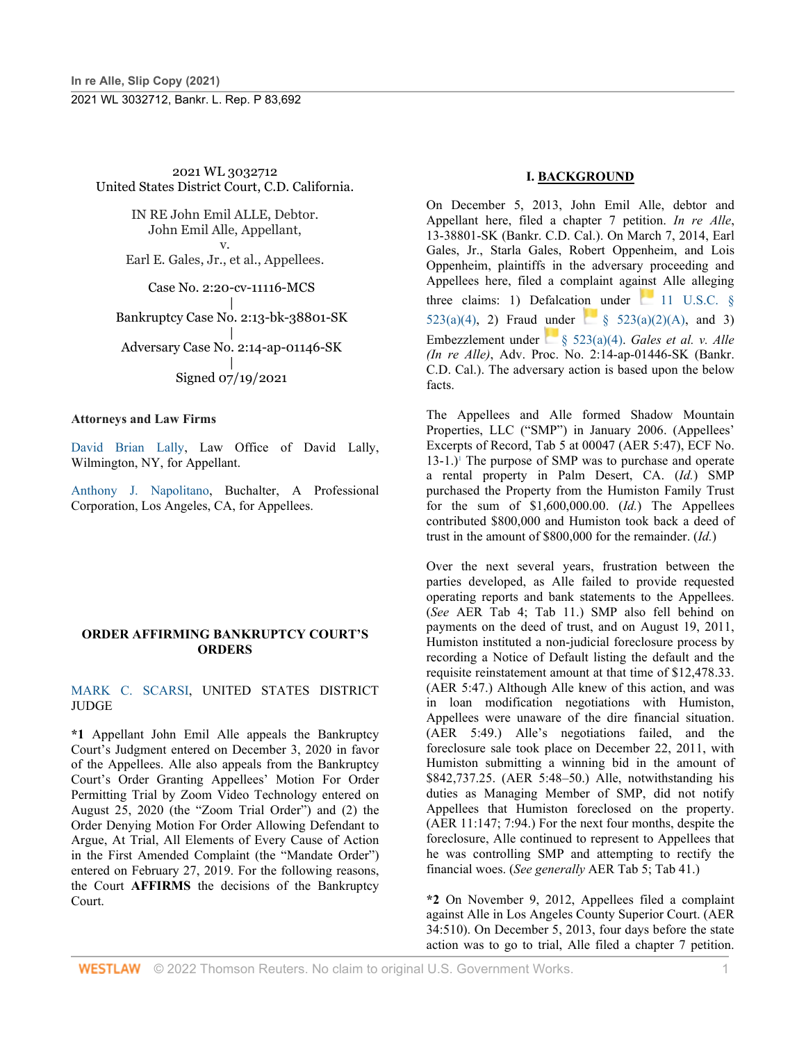2021 WL 3032712
United States District Court, C.D. California.

IN RE John Emil ALLE, Debtor.
John Emil Alle, Appellant,
v.
Earl E. Gales, Jr., et al., Appellees.

Case No. 2:20-cv-11116-MCS
|
Bankruptcy Case No. 2:13-bk-38801-SK
|
Adversary Case No. 2:14-ap-01146-SK
|
Signed 07/19/2021

**Attorneys and Law Firms**

David Brian Lally, Law Office of David Lally, Wilmington, NY, for Appellant.

Anthony J. Napolitano, Buchalter, A Professional Corporation, Los Angeles, CA, for Appellees.

**ORDER AFFIRMING BANKRUPTCY COURT'S ORDERS**

MARK C. SCARSI, UNITED STATES DISTRICT JUDGE

**\*1** Appellant John Emil Alle appeals the Bankruptcy Court's Judgment entered on December 3, 2020 in favor of the Appellees. Alle also appeals from the Bankruptcy Court's Order Granting Appellees' Motion For Order Permitting Trial by Zoom Video Technology entered on August 25, 2020 (the "Zoom Trial Order") and (2) the Order Denying Motion For Order Allowing Defendant to Argue, At Trial, All Elements of Every Cause of Action in the First Amended Complaint (the "Mandate Order") entered on February 27, 2019. For the following reasons, the Court **AFFIRMS** the decisions of the Bankruptcy Court.

## I. BACKGROUND

On December 5, 2013, John Emil Alle, debtor and Appellant here, filed a chapter 7 petition. *In re Alle*, 13-38801-SK (Bankr. C.D. Cal.). On March 7, 2014, Earl Gales, Jr., Starla Gales, Robert Oppenheim, and Lois Oppenheim, plaintiffs in the adversary proceeding and Appellees here, filed a complaint against Alle alleging three claims: 1) Defalcation under 11 U.S.C. § 523(a)(4), 2) Fraud under § 523(a)(2)(A), and 3) Embezzlement under § 523(a)(4). *Gales et al. v. Alle (In re Alle)*, Adv. Proc. No. 2:14-ap-01446-SK (Bankr. C.D. Cal.). The adversary action is based upon the below facts.

The Appellees and Alle formed Shadow Mountain Properties, LLC ("SMP") in January 2006. (Appellees' Excerpts of Record, Tab 5 at 00047 (AER 5:47), ECF No. 13-1.)[1] The purpose of SMP was to purchase and operate a rental property in Palm Desert, CA. (*Id.*) SMP purchased the Property from the Humiston Family Trust for the sum of $1,600,000.00. (*Id.*) The Appellees contributed $800,000 and Humiston took back a deed of trust in the amount of $800,000 for the remainder. (*Id.*)

Over the next several years, frustration between the parties developed, as Alle failed to provide requested operating reports and bank statements to the Appellees. (*See* AER Tab 4; Tab 11.) SMP also fell behind on payments on the deed of trust, and on August 19, 2011, Humiston instituted a non-judicial foreclosure process by recording a Notice of Default listing the default and the requisite reinstatement amount at that time of $12,478.33. (AER 5:47.) Although Alle knew of this action, and was in loan modification negotiations with Humiston, Appellees were unaware of the dire financial situation. (AER 5:49.) Alle's negotiations failed, and the foreclosure sale took place on December 22, 2011, with Humiston submitting a winning bid in the amount of $842,737.25. (AER 5:48–50.) Alle, notwithstanding his duties as Managing Member of SMP, did not notify Appellees that Humiston foreclosed on the property. (AER 11:147; 7:94.) For the next four months, despite the foreclosure, Alle continued to represent to Appellees that he was controlling SMP and attempting to rectify the financial woes. (*See generally* AER Tab 5; Tab 41.)

**\*2** On November 9, 2012, Appellees filed a complaint against Alle in Los Angeles County Superior Court. (AER 34:510). On December 5, 2013, four days before the state action was to go to trial, Alle filed a chapter 7 petition.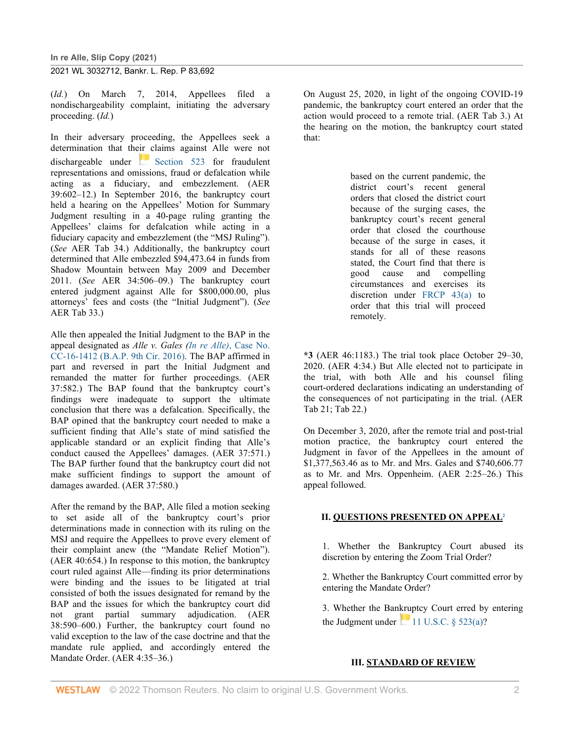(*Id.*) On March 7, 2014, Appellees filed a nondischargeability complaint, initiating the adversary proceeding. (*Id.*)

In their adversary proceeding, the Appellees seek a determination that their claims against Alle were not dischargeable under Section 523 for fraudulent representations and omissions, fraud or defalcation while acting as a fiduciary, and embezzlement. (AER 39:602–12.) In September 2016, the bankruptcy court held a hearing on the Appellees' Motion for Summary Judgment resulting in a 40-page ruling granting the Appellees' claims for defalcation while acting in a fiduciary capacity and embezzlement (the "MSJ Ruling"). (*See* AER Tab 34.) Additionally, the bankruptcy court determined that Alle embezzled $94,473.64 in funds from Shadow Mountain between May 2009 and December 2011. (*See* AER 34:506–09.) The bankruptcy court entered judgment against Alle for $800,000.00, plus attorneys' fees and costs (the "Initial Judgment"). (*See* AER Tab 33.)

Alle then appealed the Initial Judgment to the BAP in the appeal designated as *Alle v. Gales (In re Alle)*, Case No. CC-16-1412 (B.A.P. 9th Cir. 2016). The BAP affirmed in part and reversed in part the Initial Judgment and remanded the matter for further proceedings. (AER 37:582.) The BAP found that the bankruptcy court's findings were inadequate to support the ultimate conclusion that there was a defalcation. Specifically, the BAP opined that the bankruptcy court needed to make a sufficient finding that Alle's state of mind satisfied the applicable standard or an explicit finding that Alle's conduct caused the Appellees' damages. (AER 37:571.) The BAP further found that the bankruptcy court did not make sufficient findings to support the amount of damages awarded. (AER 37:580.)

After the remand by the BAP, Alle filed a motion seeking to set aside all of the bankruptcy court's prior determinations made in connection with its ruling on the MSJ and require the Appellees to prove every element of their complaint anew (the "Mandate Relief Motion"). (AER 40:654.) In response to this motion, the bankruptcy court ruled against Alle—finding its prior determinations were binding and the issues to be litigated at trial consisted of both the issues designated for remand by the BAP and the issues for which the bankruptcy court did not grant partial summary adjudication. (AER 38:590–600.) Further, the bankruptcy court found no valid exception to the law of the case doctrine and that the mandate rule applied, and accordingly entered the Mandate Order. (AER 4:35–36.)

On August 25, 2020, in light of the ongoing COVID-19 pandemic, the bankruptcy court entered an order that the action would proceed to a remote trial. (AER Tab 3.) At the hearing on the motion, the bankruptcy court stated that:

> based on the current pandemic, the district court's recent general orders that closed the district court because of the surging cases, the bankruptcy court's recent general order that closed the courthouse because of the surge in cases, it stands for all of these reasons stated, the Court find that there is good cause and compelling circumstances and exercises its discretion under FRCP 43(a) to order that this trial will proceed remotely.

**\*3** (AER 46:1183.) The trial took place October 29–30, 2020. (AER 4:34.) But Alle elected not to participate in the trial, with both Alle and his counsel filing court-ordered declarations indicating an understanding of the consequences of not participating in the trial. (AER Tab 21; Tab 22.)

On December 3, 2020, after the remote trial and post-trial motion practice, the bankruptcy court entered the Judgment in favor of the Appellees in the amount of $1,377,563.46 as to Mr. and Mrs. Gales and $740,606.77 as to Mr. and Mrs. Oppenheim. (AER 2:25–26.) This appeal followed.

## II. QUESTIONS PRESENTED ON APPEAL[2]

1. Whether the Bankruptcy Court abused its discretion by entering the Zoom Trial Order?

2. Whether the Bankruptcy Court committed error by entering the Mandate Order?

3. Whether the Bankruptcy Court erred by entering the Judgment under 11 U.S.C. § 523(a)?

## III. STANDARD OF REVIEW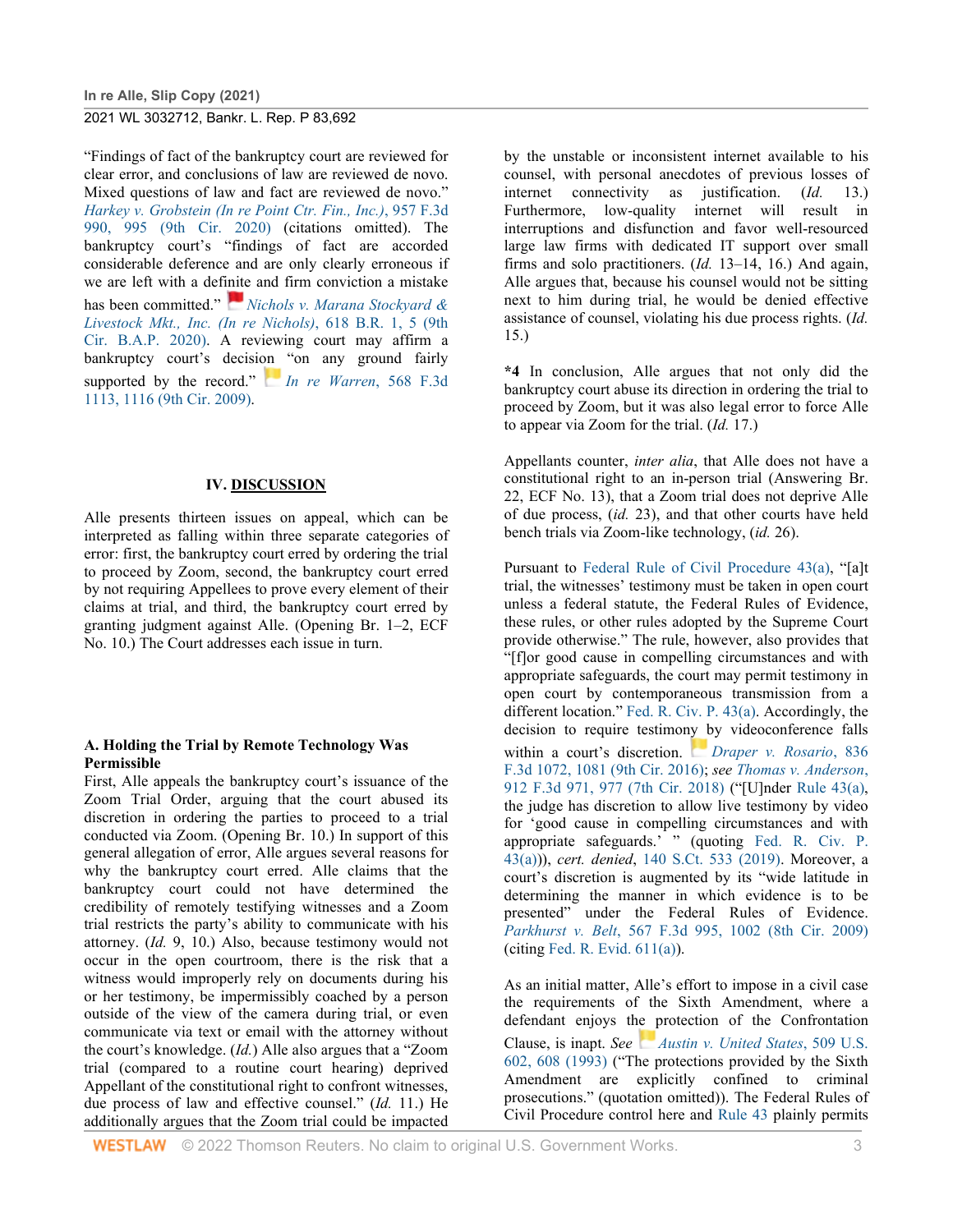"Findings of fact of the bankruptcy court are reviewed for clear error, and conclusions of law are reviewed de novo. Mixed questions of law and fact are reviewed de novo." *Harkey v. Grobstein (In re Point Ctr. Fin., Inc.)*, 957 F.3d 990, 995 (9th Cir. 2020) (citations omitted). The bankruptcy court's "findings of fact are accorded considerable deference and are only clearly erroneous if we are left with a definite and firm conviction a mistake has been committed." *Nichols v. Marana Stockyard & Livestock Mkt., Inc. (In re Nichols)*, 618 B.R. 1, 5 (9th Cir. B.A.P. 2020). A reviewing court may affirm a bankruptcy court's decision "on any ground fairly supported by the record." *In re Warren*, 568 F.3d 1113, 1116 (9th Cir. 2009).

## IV. DISCUSSION

Alle presents thirteen issues on appeal, which can be interpreted as falling within three separate categories of error: first, the bankruptcy court erred by ordering the trial to proceed by Zoom, second, the bankruptcy court erred by not requiring Appellees to prove every element of their claims at trial, and third, the bankruptcy court erred by granting judgment against Alle. (Opening Br. 1–2, ECF No. 10.) The Court addresses each issue in turn.

### A. Holding the Trial by Remote Technology Was Permissible

First, Alle appeals the bankruptcy court's issuance of the Zoom Trial Order, arguing that the court abused its discretion in ordering the parties to proceed to a trial conducted via Zoom. (Opening Br. 10.) In support of this general allegation of error, Alle argues several reasons for why the bankruptcy court erred. Alle claims that the bankruptcy court could not have determined the credibility of remotely testifying witnesses and a Zoom trial restricts the party's ability to communicate with his attorney. (*Id.* 9, 10.) Also, because testimony would not occur in the open courtroom, there is the risk that a witness would improperly rely on documents during his or her testimony, be impermissibly coached by a person outside of the view of the camera during trial, or even communicate via text or email with the attorney without the court's knowledge. (*Id.*) Alle also argues that a "Zoom trial (compared to a routine court hearing) deprived Appellant of the constitutional right to confront witnesses, due process of law and effective counsel." (*Id.* 11.) He additionally argues that the Zoom trial could be impacted by the unstable or inconsistent internet available to his counsel, with personal anecdotes of previous losses of internet connectivity as justification. (*Id.* 13.) Furthermore, low-quality internet will result in interruptions and disfunction and favor well-resourced large law firms with dedicated IT support over small firms and solo practitioners. (*Id.* 13–14, 16.) And again, Alle argues that, because his counsel would not be sitting next to him during trial, he would be denied effective assistance of counsel, violating his due process rights. (*Id.* 15.)

**\*4** In conclusion, Alle argues that not only did the bankruptcy court abuse its direction in ordering the trial to proceed by Zoom, but it was also legal error to force Alle to appear via Zoom for the trial. (*Id.* 17.)

Appellants counter, *inter alia*, that Alle does not have a constitutional right to an in-person trial (Answering Br. 22, ECF No. 13), that a Zoom trial does not deprive Alle of due process, (*id.* 23), and that other courts have held bench trials via Zoom-like technology, (*id.* 26).

Pursuant to Federal Rule of Civil Procedure 43(a), "[a]t trial, the witnesses' testimony must be taken in open court unless a federal statute, the Federal Rules of Evidence, these rules, or other rules adopted by the Supreme Court provide otherwise." The rule, however, also provides that "[f]or good cause in compelling circumstances and with appropriate safeguards, the court may permit testimony in open court by contemporaneous transmission from a different location." Fed. R. Civ. P. 43(a). Accordingly, the decision to require testimony by videoconference falls within a court's discretion. *Draper v. Rosario*, 836 F.3d 1072, 1081 (9th Cir. 2016); *see Thomas v. Anderson*, 912 F.3d 971, 977 (7th Cir. 2018) ("[U]nder Rule 43(a), the judge has discretion to allow live testimony by video for 'good cause in compelling circumstances and with appropriate safeguards.' " (quoting Fed. R. Civ. P. 43(a))), *cert. denied*, 140 S.Ct. 533 (2019). Moreover, a court's discretion is augmented by its "wide latitude in determining the manner in which evidence is to be presented" under the Federal Rules of Evidence. *Parkhurst v. Belt*, 567 F.3d 995, 1002 (8th Cir. 2009) (citing Fed. R. Evid. 611(a)).

As an initial matter, Alle's effort to impose in a civil case the requirements of the Sixth Amendment, where a defendant enjoys the protection of the Confrontation Clause, is inapt. *See* *Austin v. United States*, 509 U.S. 602, 608 (1993) ("The protections provided by the Sixth Amendment are explicitly confined to criminal prosecutions." (quotation omitted)). The Federal Rules of Civil Procedure control here and Rule 43 plainly permits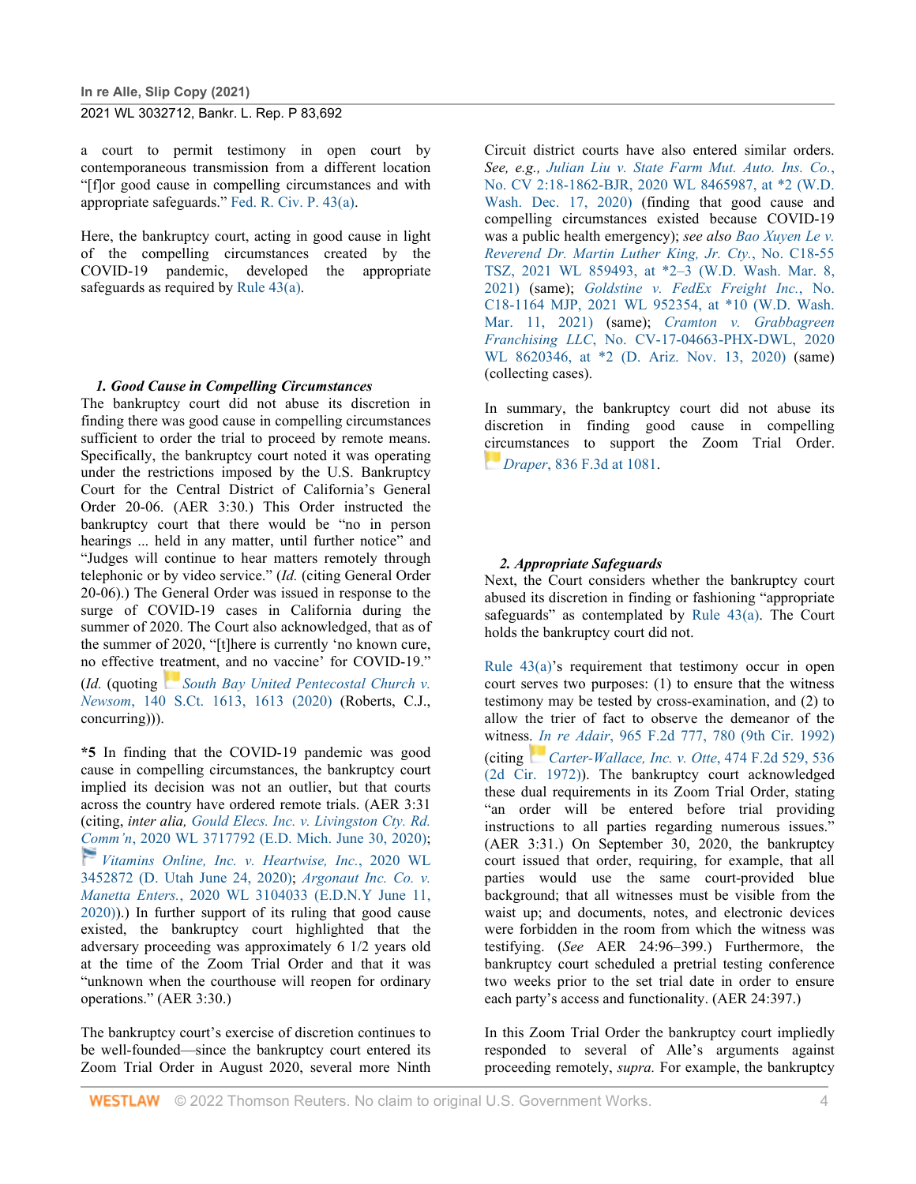a court to permit testimony in open court by contemporaneous transmission from a different location "[f]or good cause in compelling circumstances and with appropriate safeguards." Fed. R. Civ. P. 43(a).

Here, the bankruptcy court, acting in good cause in light of the compelling circumstances created by the COVID-19 pandemic, developed the appropriate safeguards as required by Rule 43(a).

### *1. Good Cause in Compelling Circumstances*

The bankruptcy court did not abuse its discretion in finding there was good cause in compelling circumstances sufficient to order the trial to proceed by remote means. Specifically, the bankruptcy court noted it was operating under the restrictions imposed by the U.S. Bankruptcy Court for the Central District of California's General Order 20-06. (AER 3:30.) This Order instructed the bankruptcy court that there would be "no in person hearings ... held in any matter, until further notice" and "Judges will continue to hear matters remotely through telephonic or by video service." (*Id.* (citing General Order 20-06).) The General Order was issued in response to the surge of COVID-19 cases in California during the summer of 2020. The Court also acknowledged, that as of the summer of 2020, "[t]here is currently 'no known cure, no effective treatment, and no vaccine' for COVID-19." (*Id.* (quoting *South Bay United Pentecostal Church v. Newsom*, 140 S.Ct. 1613, 1613 (2020) (Roberts, C.J., concurring))).

**\*5** In finding that the COVID-19 pandemic was good cause in compelling circumstances, the bankruptcy court implied its decision was not an outlier, but that courts across the country have ordered remote trials. (AER 3:31 (citing, *inter alia*, *Gould Elecs. Inc. v. Livingston Cty. Rd. Comm'n*, 2020 WL 3717792 (E.D. Mich. June 30, 2020); *Vitamins Online, Inc. v. Heartwise, Inc.*, 2020 WL 3452872 (D. Utah June 24, 2020); *Argonaut Inc. Co. v. Manetta Enters.*, 2020 WL 3104033 (E.D.N.Y June 11, 2020)).) In further support of its ruling that good cause existed, the bankruptcy court highlighted that the adversary proceeding was approximately 6 1/2 years old at the time of the Zoom Trial Order and that it was "unknown when the courthouse will reopen for ordinary operations." (AER 3:30.)

The bankruptcy court's exercise of discretion continues to be well-founded—since the bankruptcy court entered its Zoom Trial Order in August 2020, several more Ninth Circuit district courts have also entered similar orders. *See, e.g., Julian Liu v. State Farm Mut. Auto. Ins. Co.*, No. CV 2:18-1862-BJR, 2020 WL 8465987, at \*2 (W.D. Wash. Dec. 17, 2020) (finding that good cause and compelling circumstances existed because COVID-19 was a public health emergency); *see also Bao Xuyen Le v. Reverend Dr. Martin Luther King, Jr. Cty.*, No. C18-55 TSZ, 2021 WL 859493, at \*2–3 (W.D. Wash. Mar. 8, 2021) (same); *Goldstine v. FedEx Freight Inc.*, No. C18-1164 MJP, 2021 WL 952354, at \*10 (W.D. Wash. Mar. 11, 2021) (same); *Cramton v. Grabbagreen Franchising LLC*, No. CV-17-04663-PHX-DWL, 2020 WL 8620346, at \*2 (D. Ariz. Nov. 13, 2020) (same) (collecting cases).

In summary, the bankruptcy court did not abuse its discretion in finding good cause in compelling circumstances to support the Zoom Trial Order. *Draper*, 836 F.3d at 1081.

### *2. Appropriate Safeguards*

Next, the Court considers whether the bankruptcy court abused its discretion in finding or fashioning "appropriate safeguards" as contemplated by Rule 43(a). The Court holds the bankruptcy court did not.

Rule 43(a)'s requirement that testimony occur in open court serves two purposes: (1) to ensure that the witness testimony may be tested by cross-examination, and (2) to allow the trier of fact to observe the demeanor of the witness. *In re Adair*, 965 F.2d 777, 780 (9th Cir. 1992) (citing *Carter-Wallace, Inc. v. Otte*, 474 F.2d 529, 536 (2d Cir. 1972)). The bankruptcy court acknowledged these dual requirements in its Zoom Trial Order, stating "an order will be entered before trial providing instructions to all parties regarding numerous issues." (AER 3:31.) On September 30, 2020, the bankruptcy court issued that order, requiring, for example, that all parties would use the same court-provided blue background; that all witnesses must be visible from the waist up; and documents, notes, and electronic devices were forbidden in the room from which the witness was testifying. (*See* AER 24:96–399.) Furthermore, the bankruptcy court scheduled a pretrial testing conference two weeks prior to the set trial date in order to ensure each party's access and functionality. (AER 24:397.)

In this Zoom Trial Order the bankruptcy court impliedly responded to several of Alle's arguments against proceeding remotely, *supra.* For example, the bankruptcy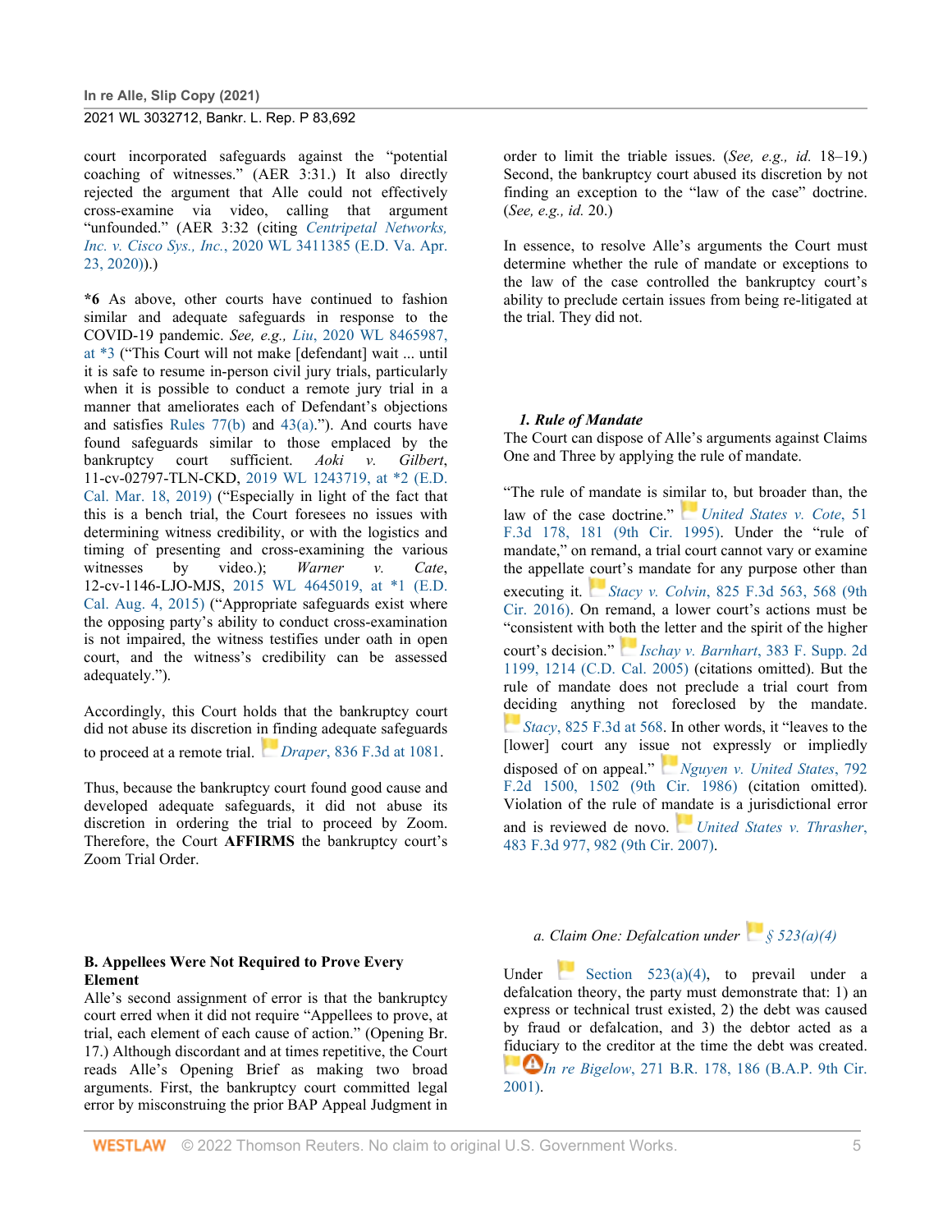court incorporated safeguards against the "potential coaching of witnesses." (AER 3:31.) It also directly rejected the argument that Alle could not effectively cross-examine via video, calling that argument "unfounded." (AER 3:32 (citing *Centripetal Networks, Inc. v. Cisco Sys., Inc.*, 2020 WL 3411385 (E.D. Va. Apr. 23, 2020)).)

**\*6** As above, other courts have continued to fashion similar and adequate safeguards in response to the COVID-19 pandemic. *See, e.g., Liu*, 2020 WL 8465987, at \*3 ("This Court will not make [defendant] wait ... until it is safe to resume in-person civil jury trials, particularly when it is possible to conduct a remote jury trial in a manner that ameliorates each of Defendant's objections and satisfies Rules 77(b) and 43(a)."). And courts have found safeguards similar to those emplaced by the bankruptcy court sufficient. *Aoki v. Gilbert*, 11-cv-02797-TLN-CKD, 2019 WL 1243719, at \*2 (E.D. Cal. Mar. 18, 2019) ("Especially in light of the fact that this is a bench trial, the Court foresees no issues with determining witness credibility, or with the logistics and timing of presenting and cross-examining the various witnesses by video.); *Warner v. Cate*, 12-cv-1146-LJO-MJS, 2015 WL 4645019, at \*1 (E.D. Cal. Aug. 4, 2015) ("Appropriate safeguards exist where the opposing party's ability to conduct cross-examination is not impaired, the witness testifies under oath in open court, and the witness's credibility can be assessed adequately.").

Accordingly, this Court holds that the bankruptcy court did not abuse its discretion in finding adequate safeguards to proceed at a remote trial. *Draper*, 836 F.3d at 1081.

Thus, because the bankruptcy court found good cause and developed adequate safeguards, it did not abuse its discretion in ordering the trial to proceed by Zoom. Therefore, the Court **AFFIRMS** the bankruptcy court's Zoom Trial Order.

### B. Appellees Were Not Required to Prove Every Element

Alle's second assignment of error is that the bankruptcy court erred when it did not require "Appellees to prove, at trial, each element of each cause of action." (Opening Br. 17.) Although discordant and at times repetitive, the Court reads Alle's Opening Brief as making two broad arguments. First, the bankruptcy court committed legal error by misconstruing the prior BAP Appeal Judgment in order to limit the triable issues. (*See, e.g., id.* 18–19.) Second, the bankruptcy court abused its discretion by not finding an exception to the "law of the case" doctrine. (*See, e.g., id.* 20.)

In essence, to resolve Alle's arguments the Court must determine whether the rule of mandate or exceptions to the law of the case controlled the bankruptcy court's ability to preclude certain issues from being re-litigated at the trial. They did not.

#### *1. Rule of Mandate*

The Court can dispose of Alle's arguments against Claims One and Three by applying the rule of mandate.

"The rule of mandate is similar to, but broader than, the law of the case doctrine." *United States v. Cote*, 51 F.3d 178, 181 (9th Cir. 1995). Under the "rule of mandate," on remand, a trial court cannot vary or examine the appellate court's mandate for any purpose other than executing it. *Stacy v. Colvin*, 825 F.3d 563, 568 (9th Cir. 2016). On remand, a lower court's actions must be "consistent with both the letter and the spirit of the higher court's decision." *Ischay v. Barnhart*, 383 F. Supp. 2d 1199, 1214 (C.D. Cal. 2005) (citations omitted). But the rule of mandate does not preclude a trial court from deciding anything not foreclosed by the mandate. *Stacy*, 825 F.3d at 568. In other words, it "leaves to the [lower] court any issue not expressly or impliedly disposed of on appeal." *Nguyen v. United States*, 792 F.2d 1500, 1502 (9th Cir. 1986) (citation omitted). Violation of the rule of mandate is a jurisdictional error and is reviewed de novo. *United States v. Thrasher*, 483 F.3d 977, 982 (9th Cir. 2007).

##### *a. Claim One: Defalcation under § 523(a)(4)*

Under Section 523(a)(4), to prevail under a defalcation theory, the party must demonstrate that: 1) an express or technical trust existed, 2) the debt was caused by fraud or defalcation, and 3) the debtor acted as a fiduciary to the creditor at the time the debt was created. *In re Bigelow*, 271 B.R. 178, 186 (B.A.P. 9th Cir. 2001).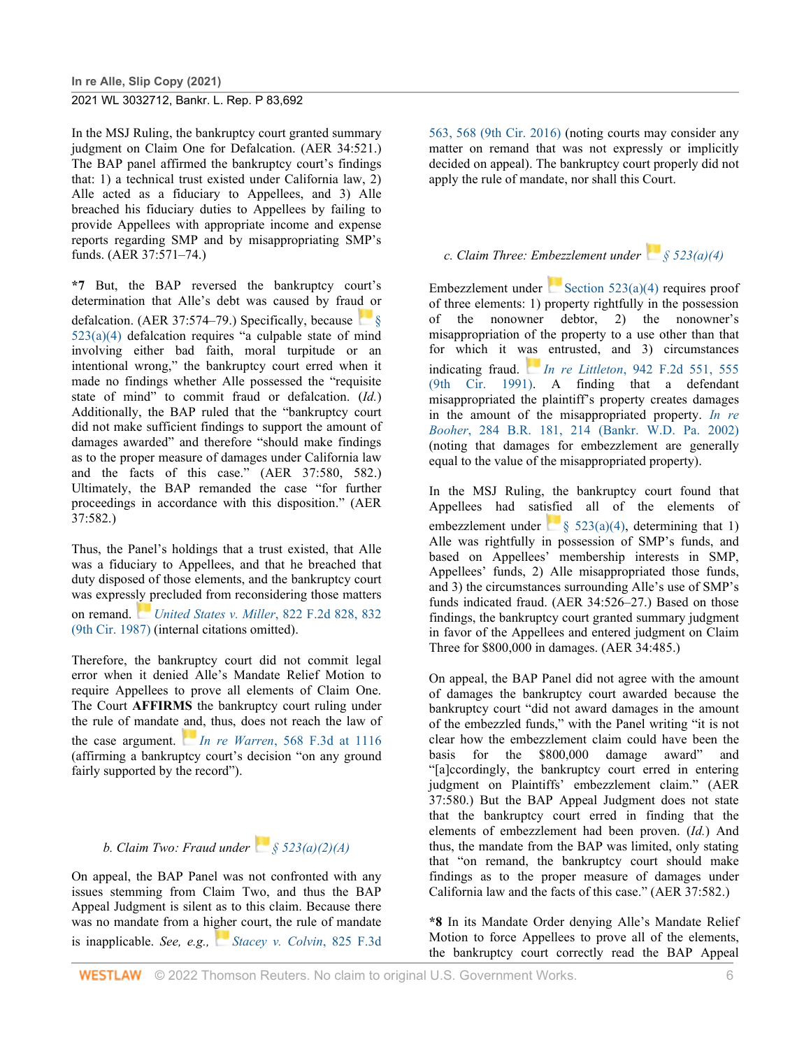In the MSJ Ruling, the bankruptcy court granted summary judgment on Claim One for Defalcation. (AER 34:521.) The BAP panel affirmed the bankruptcy court's findings that: 1) a technical trust existed under California law, 2) Alle acted as a fiduciary to Appellees, and 3) Alle breached his fiduciary duties to Appellees by failing to provide Appellees with appropriate income and expense reports regarding SMP and by misappropriating SMP's funds. (AER 37:571–74.)

**\*7** But, the BAP reversed the bankruptcy court's determination that Alle's debt was caused by fraud or defalcation. (AER 37:574–79.) Specifically, because *§ 523(a)(4)* defalcation requires "a culpable state of mind involving either bad faith, moral turpitude or an intentional wrong," the bankruptcy court erred when it made no findings whether Alle possessed the "requisite state of mind" to commit fraud or defalcation. (*Id.*) Additionally, the BAP ruled that the "bankruptcy court did not make sufficient findings to support the amount of damages awarded" and therefore "should make findings as to the proper measure of damages under California law and the facts of this case." (AER 37:580, 582.) Ultimately, the BAP remanded the case "for further proceedings in accordance with this disposition." (AER 37:582.)

Thus, the Panel's holdings that a trust existed, that Alle was a fiduciary to Appellees, and that he breached that duty disposed of those elements, and the bankruptcy court was expressly precluded from reconsidering those matters on remand. *United States v. Miller*, 822 F.2d 828, 832 (9th Cir. 1987) (internal citations omitted).

Therefore, the bankruptcy court did not commit legal error when it denied Alle's Mandate Relief Motion to require Appellees to prove all elements of Claim One. The Court **AFFIRMS** the bankruptcy court ruling under the rule of mandate and, thus, does not reach the law of the case argument. *In re Warren*, 568 F.3d at 1116 (affirming a bankruptcy court's decision "on any ground fairly supported by the record").

*b. Claim Two: Fraud under § 523(a)(2)(A)*

On appeal, the BAP Panel was not confronted with any issues stemming from Claim Two, and thus the BAP Appeal Judgment is silent as to this claim. Because there was no mandate from a higher court, the rule of mandate is inapplicable. *See, e.g., Stacey v. Colvin*, 825 F.3d 563, 568 (9th Cir. 2016) (noting courts may consider any matter on remand that was not expressly or implicitly decided on appeal). The bankruptcy court properly did not apply the rule of mandate, nor shall this Court.

*c. Claim Three: Embezzlement under § 523(a)(4)*

Embezzlement under Section 523(a)(4) requires proof of three elements: 1) property rightfully in the possession of the nonowner debtor, 2) the nonowner's misappropriation of the property to a use other than that for which it was entrusted, and 3) circumstances indicating fraud. *In re Littleton*, 942 F.2d 551, 555 (9th Cir. 1991). A finding that a defendant misappropriated the plaintiff's property creates damages in the amount of the misappropriated property. *In re Booher*, 284 B.R. 181, 214 (Bankr. W.D. Pa. 2002) (noting that damages for embezzlement are generally equal to the value of the misappropriated property).

In the MSJ Ruling, the bankruptcy court found that Appellees had satisfied all of the elements of embezzlement under § 523(a)(4), determining that 1) Alle was rightfully in possession of SMP's funds, and based on Appellees' membership interests in SMP, Appellees' funds, 2) Alle misappropriated those funds, and 3) the circumstances surrounding Alle's use of SMP's funds indicated fraud. (AER 34:526–27.) Based on those findings, the bankruptcy court granted summary judgment in favor of the Appellees and entered judgment on Claim Three for $800,000 in damages. (AER 34:485.)

On appeal, the BAP Panel did not agree with the amount of damages the bankruptcy court awarded because the bankruptcy court "did not award damages in the amount of the embezzled funds," with the Panel writing "it is not clear how the embezzlement claim could have been the basis for the $800,000 damage award" and "[a]ccordingly, the bankruptcy court erred in entering judgment on Plaintiffs' embezzlement claim." (AER 37:580.) But the BAP Appeal Judgment does not state that the bankruptcy court erred in finding that the elements of embezzlement had been proven. (*Id.*) And thus, the mandate from the BAP was limited, only stating that "on remand, the bankruptcy court should make findings as to the proper measure of damages under California law and the facts of this case." (AER 37:582.)

**\*8** In its Mandate Order denying Alle's Mandate Relief Motion to force Appellees to prove all of the elements, the bankruptcy court correctly read the BAP Appeal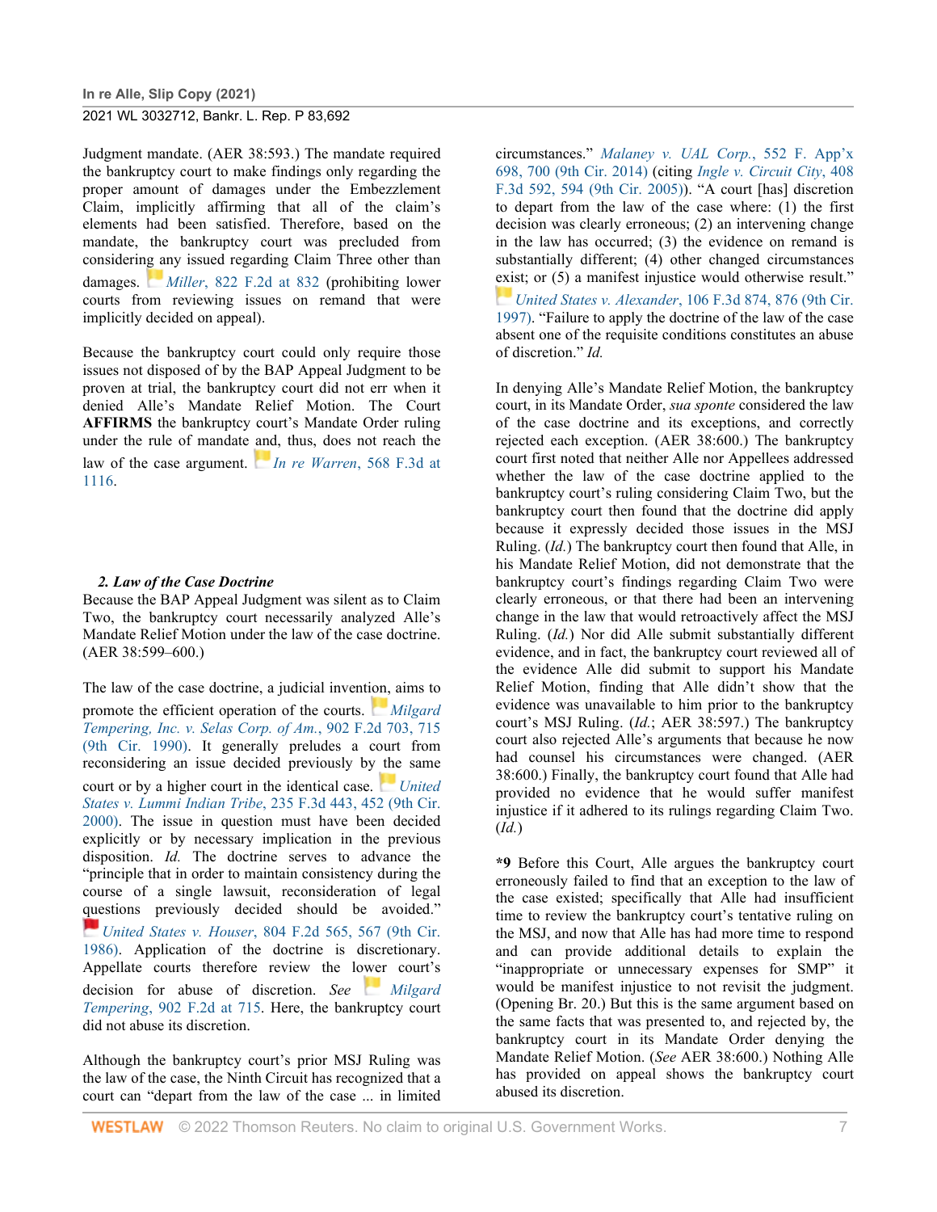Judgment mandate. (AER 38:593.) The mandate required the bankruptcy court to make findings only regarding the proper amount of damages under the Embezzlement Claim, implicitly affirming that all of the claim's elements had been satisfied. Therefore, based on the mandate, the bankruptcy court was precluded from considering any issued regarding Claim Three other than damages. *Miller*, 822 F.2d at 832 (prohibiting lower courts from reviewing issues on remand that were implicitly decided on appeal).

Because the bankruptcy court could only require those issues not disposed of by the BAP Appeal Judgment to be proven at trial, the bankruptcy court did not err when it denied Alle's Mandate Relief Motion. The Court **AFFIRMS** the bankruptcy court's Mandate Order ruling under the rule of mandate and, thus, does not reach the law of the case argument. *In re Warren*, 568 F.3d at 1116.

### *2. Law of the Case Doctrine*

Because the BAP Appeal Judgment was silent as to Claim Two, the bankruptcy court necessarily analyzed Alle's Mandate Relief Motion under the law of the case doctrine. (AER 38:599–600.)

The law of the case doctrine, a judicial invention, aims to promote the efficient operation of the courts. *Milgard Tempering, Inc. v. Selas Corp. of Am.*, 902 F.2d 703, 715 (9th Cir. 1990). It generally preludes a court from reconsidering an issue decided previously by the same court or by a higher court in the identical case. *United States v. Lummi Indian Tribe*, 235 F.3d 443, 452 (9th Cir. 2000). The issue in question must have been decided explicitly or by necessary implication in the previous disposition. *Id.* The doctrine serves to advance the "principle that in order to maintain consistency during the course of a single lawsuit, reconsideration of legal questions previously decided should be avoided." *United States v. Houser*, 804 F.2d 565, 567 (9th Cir. 1986). Application of the doctrine is discretionary. Appellate courts therefore review the lower court's decision for abuse of discretion. *See Milgard Tempering*, 902 F.2d at 715. Here, the bankruptcy court did not abuse its discretion.

Although the bankruptcy court's prior MSJ Ruling was the law of the case, the Ninth Circuit has recognized that a court can "depart from the law of the case ... in limited circumstances." *Malaney v. UAL Corp.*, 552 F. App'x 698, 700 (9th Cir. 2014) (citing *Ingle v. Circuit City*, 408 F.3d 592, 594 (9th Cir. 2005)). "A court [has] discretion to depart from the law of the case where: (1) the first decision was clearly erroneous; (2) an intervening change in the law has occurred; (3) the evidence on remand is substantially different; (4) other changed circumstances exist; or (5) a manifest injustice would otherwise result." *United States v. Alexander*, 106 F.3d 874, 876 (9th Cir. 1997). "Failure to apply the doctrine of the law of the case absent one of the requisite conditions constitutes an abuse of discretion." *Id.*

In denying Alle's Mandate Relief Motion, the bankruptcy court, in its Mandate Order, *sua sponte* considered the law of the case doctrine and its exceptions, and correctly rejected each exception. (AER 38:600.) The bankruptcy court first noted that neither Alle nor Appellees addressed whether the law of the case doctrine applied to the bankruptcy court's ruling considering Claim Two, but the bankruptcy court then found that the doctrine did apply because it expressly decided those issues in the MSJ Ruling. (*Id.*) The bankruptcy court then found that Alle, in his Mandate Relief Motion, did not demonstrate that the bankruptcy court's findings regarding Claim Two were clearly erroneous, or that there had been an intervening change in the law that would retroactively affect the MSJ Ruling. (*Id.*) Nor did Alle submit substantially different evidence, and in fact, the bankruptcy court reviewed all of the evidence Alle did submit to support his Mandate Relief Motion, finding that Alle didn't show that the evidence was unavailable to him prior to the bankruptcy court's MSJ Ruling. (*Id.*; AER 38:597.) The bankruptcy court also rejected Alle's arguments that because he now had counsel his circumstances were changed. (AER 38:600.) Finally, the bankruptcy court found that Alle had provided no evidence that he would suffer manifest injustice if it adhered to its rulings regarding Claim Two. (*Id.*)

**\*9** Before this Court, Alle argues the bankruptcy court erroneously failed to find that an exception to the law of the case existed; specifically that Alle had insufficient time to review the bankruptcy court's tentative ruling on the MSJ, and now that Alle has had more time to respond and can provide additional details to explain the "inappropriate or unnecessary expenses for SMP" it would be manifest injustice to not revisit the judgment. (Opening Br. 20.) But this is the same argument based on the same facts that was presented to, and rejected by, the bankruptcy court in its Mandate Order denying the Mandate Relief Motion. (*See* AER 38:600.) Nothing Alle has provided on appeal shows the bankruptcy court abused its discretion.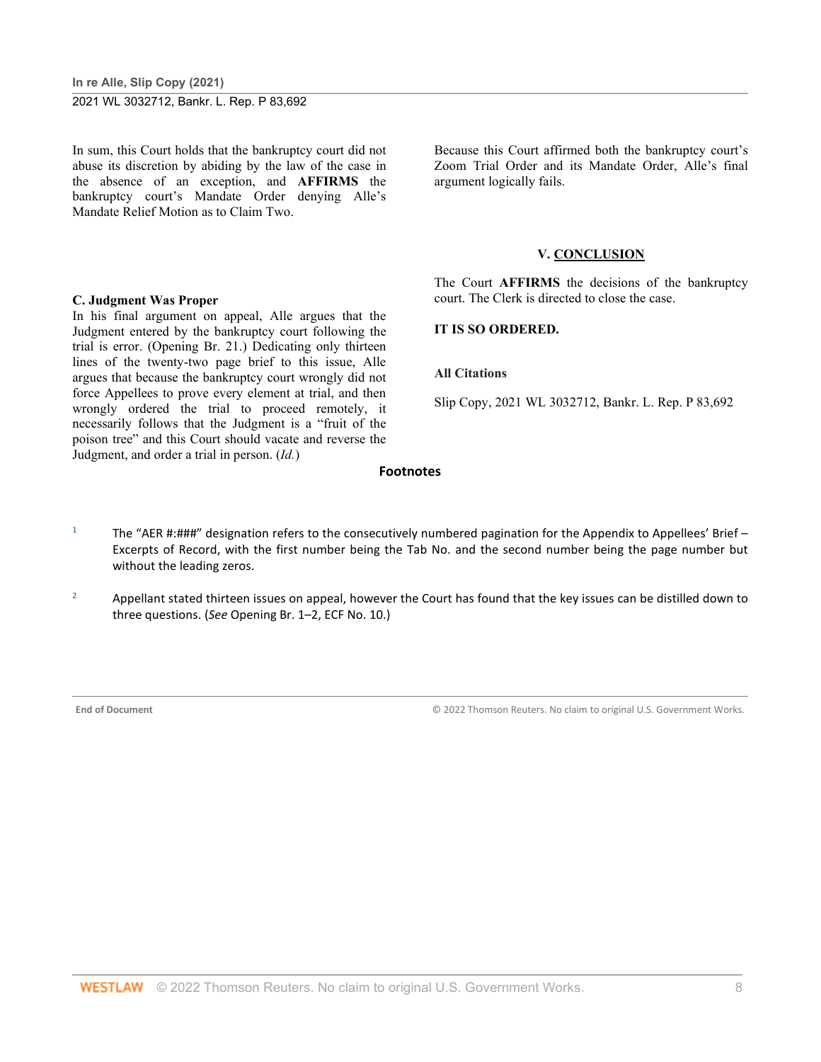In sum, this Court holds that the bankruptcy court did not abuse its discretion by abiding by the law of the case in the absence of an exception, and **AFFIRMS** the bankruptcy court's Mandate Order denying Alle's Mandate Relief Motion as to Claim Two.

### C. Judgment Was Proper

In his final argument on appeal, Alle argues that the Judgment entered by the bankruptcy court following the trial is error. (Opening Br. 21.) Dedicating only thirteen lines of the twenty-two page brief to this issue, Alle argues that because the bankruptcy court wrongly did not force Appellees to prove every element at trial, and then wrongly ordered the trial to proceed remotely, it necessarily follows that the Judgment is a "fruit of the poison tree" and this Court should vacate and reverse the Judgment, and order a trial in person. (*Id.*)

Because this Court affirmed both the bankruptcy court's Zoom Trial Order and its Mandate Order, Alle's final argument logically fails.

## V. CONCLUSION

The Court **AFFIRMS** the decisions of the bankruptcy court. The Clerk is directed to close the case.

**IT IS SO ORDERED.**

**All Citations**

Slip Copy, 2021 WL 3032712, Bankr. L. Rep. P 83,692

### Footnotes

1. The "AER #:###" designation refers to the consecutively numbered pagination for the Appendix to Appellees' Brief – Excerpts of Record, with the first number being the Tab No. and the second number being the page number but without the leading zeros.

2. Appellant stated thirteen issues on appeal, however the Court has found that the key issues can be distilled down to three questions. (*See* Opening Br. 1–2, ECF No. 10.)

End of Document © 2022 Thomson Reuters. No claim to original U.S. Government Works.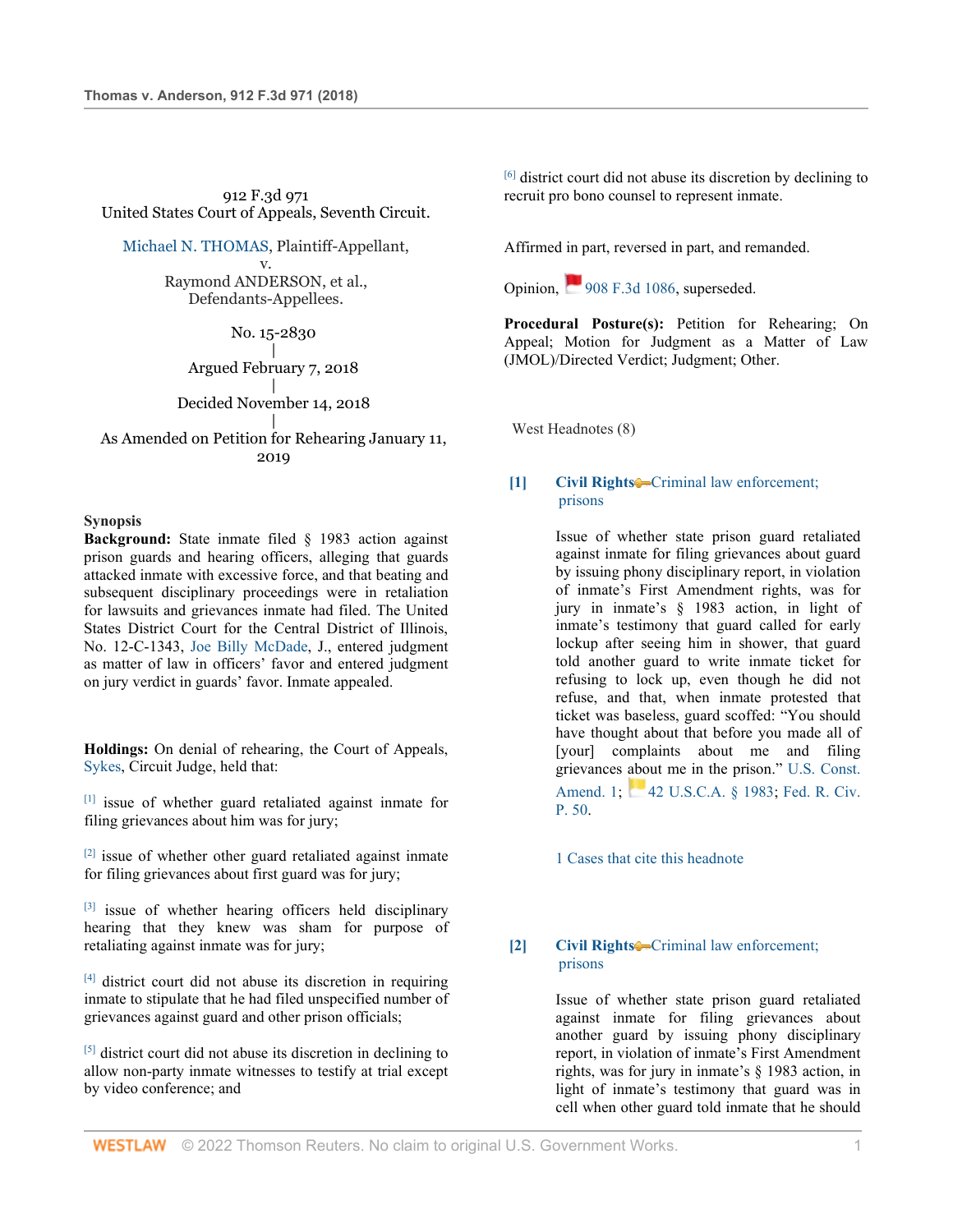912 F.3d 971
United States Court of Appeals, Seventh Circuit.

Michael N. THOMAS, Plaintiff-Appellant,
v.
Raymond ANDERSON, et al.,
Defendants-Appellees.

No. 15-2830
|
Argued February 7, 2018
|
Decided November 14, 2018
|
As Amended on Petition for Rehearing January 11, 2019

## Synopsis

**Background:** State inmate filed § 1983 action against prison guards and hearing officers, alleging that guards attacked inmate with excessive force, and that beating and subsequent disciplinary proceedings were in retaliation for lawsuits and grievances inmate had filed. The United States District Court for the Central District of Illinois, No. 12-C-1343, Joe Billy McDade, J., entered judgment as matter of law in officers' favor and entered judgment on jury verdict in guards' favor. Inmate appealed.

**Holdings:** On denial of rehearing, the Court of Appeals, Sykes, Circuit Judge, held that:

[1] issue of whether guard retaliated against inmate for filing grievances about him was for jury;

[2] issue of whether other guard retaliated against inmate for filing grievances about first guard was for jury;

[3] issue of whether hearing officers held disciplinary hearing that they knew was sham for purpose of retaliating against inmate was for jury;

[4] district court did not abuse its discretion in requiring inmate to stipulate that he had filed unspecified number of grievances against guard and other prison officials;

[5] district court did not abuse its discretion in declining to allow non-party inmate witnesses to testify at trial except by video conference; and

[6] district court did not abuse its discretion by declining to recruit pro bono counsel to represent inmate.

Affirmed in part, reversed in part, and remanded.

Opinion, 908 F.3d 1086, superseded.

**Procedural Posture(s):** Petition for Rehearing; On Appeal; Motion for Judgment as a Matter of Law (JMOL)/Directed Verdict; Judgment; Other.

West Headnotes (8)

**[1]** **Civil Rights** Criminal law enforcement; prisons

Issue of whether state prison guard retaliated against inmate for filing grievances about guard by issuing phony disciplinary report, in violation of inmate's First Amendment rights, was for jury in inmate's § 1983 action, in light of inmate's testimony that guard called for early lockup after seeing him in shower, that guard told another guard to write inmate ticket for refusing to lock up, even though he did not refuse, and that, when inmate protested that ticket was baseless, guard scoffed: "You should have thought about that before you made all of [your] complaints about me and filing grievances about me in the prison." U.S. Const. Amend. 1; 42 U.S.C.A. § 1983; Fed. R. Civ. P. 50.

1 Cases that cite this headnote

**[2]** **Civil Rights** Criminal law enforcement; prisons

Issue of whether state prison guard retaliated against inmate for filing grievances about another guard by issuing phony disciplinary report, in violation of inmate's First Amendment rights, was for jury in inmate's § 1983 action, in light of inmate's testimony that guard was in cell when other guard told inmate that he should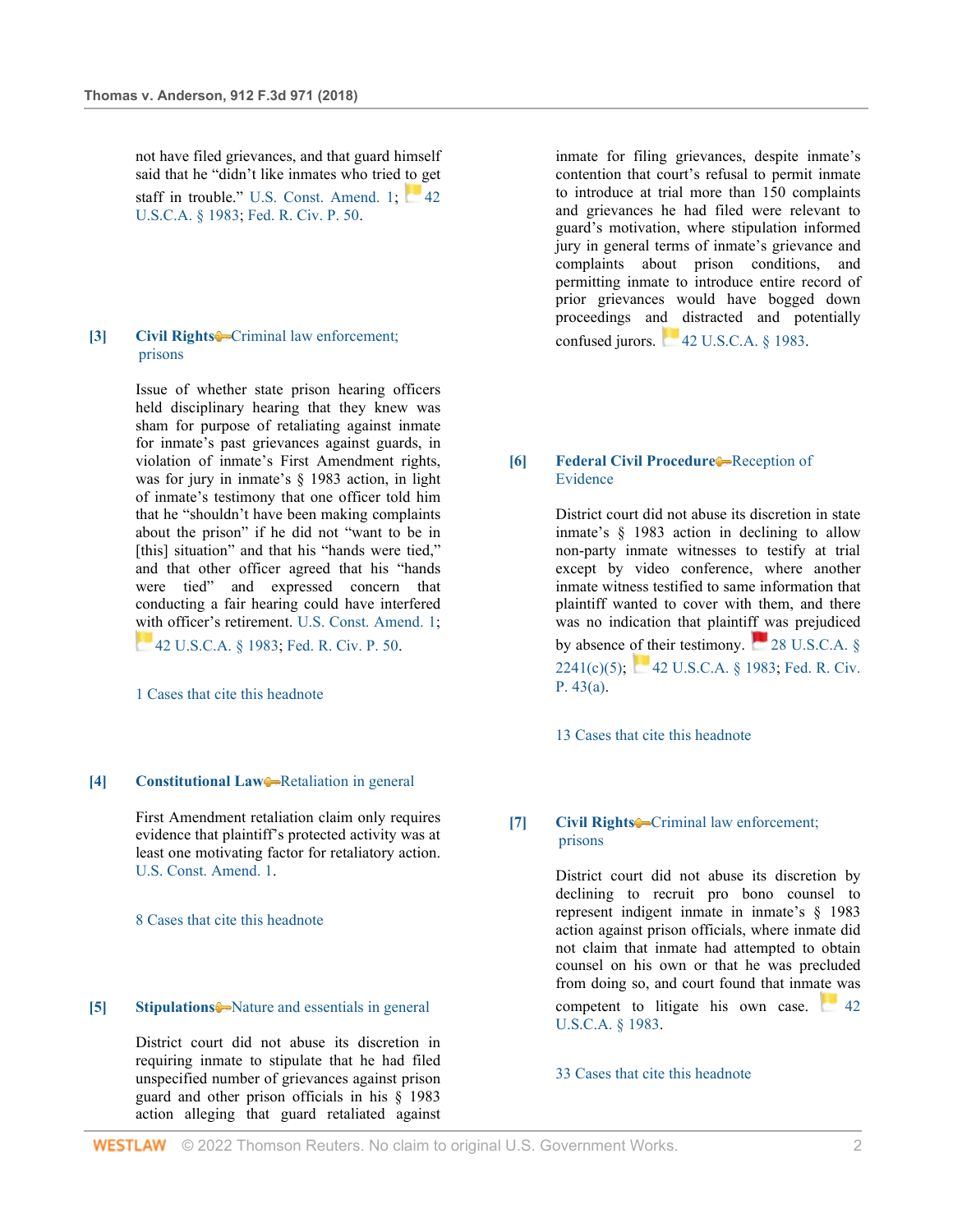not have filed grievances, and that guard himself said that he "didn't like inmates who tried to get staff in trouble." U.S. Const. Amend. 1; 42 U.S.C.A. § 1983; Fed. R. Civ. P. 50.

**[3]** **Civil Rights** Criminal law enforcement; prisons

Issue of whether state prison hearing officers held disciplinary hearing that they knew was sham for purpose of retaliating against inmate for inmate's past grievances against guards, in violation of inmate's First Amendment rights, was for jury in inmate's § 1983 action, in light of inmate's testimony that one officer told him that he "shouldn't have been making complaints about the prison" if he did not "want to be in [this] situation" and that his "hands were tied," and that other officer agreed that his "hands were tied" and expressed concern that conducting a fair hearing could have interfered with officer's retirement. U.S. Const. Amend. 1; 42 U.S.C.A. § 1983; Fed. R. Civ. P. 50.

1 Cases that cite this headnote

**[4]** **Constitutional Law** Retaliation in general

First Amendment retaliation claim only requires evidence that plaintiff's protected activity was at least one motivating factor for retaliatory action. U.S. Const. Amend. 1.

8 Cases that cite this headnote

**[5]** **Stipulations** Nature and essentials in general

District court did not abuse its discretion in requiring inmate to stipulate that he had filed unspecified number of grievances against prison guard and other prison officials in his § 1983 action alleging that guard retaliated against inmate for filing grievances, despite inmate's contention that court's refusal to permit inmate to introduce at trial more than 150 complaints and grievances he had filed were relevant to guard's motivation, where stipulation informed jury in general terms of inmate's grievance and complaints about prison conditions, and permitting inmate to introduce entire record of prior grievances would have bogged down proceedings and distracted and potentially confused jurors. 42 U.S.C.A. § 1983.

**[6]** **Federal Civil Procedure** Reception of Evidence

District court did not abuse its discretion in state inmate's § 1983 action in declining to allow non-party inmate witnesses to testify at trial except by video conference, where another inmate witness testified to same information that plaintiff wanted to cover with them, and there was no indication that plaintiff was prejudiced by absence of their testimony. 28 U.S.C.A. § 2241(c)(5); 42 U.S.C.A. § 1983; Fed. R. Civ. P. 43(a).

13 Cases that cite this headnote

**[7]** **Civil Rights** Criminal law enforcement; prisons

District court did not abuse its discretion by declining to recruit pro bono counsel to represent indigent inmate in inmate's § 1983 action against prison officials, where inmate did not claim that inmate had attempted to obtain counsel on his own or that he was precluded from doing so, and court found that inmate was competent to litigate his own case. 42 U.S.C.A. § 1983.

33 Cases that cite this headnote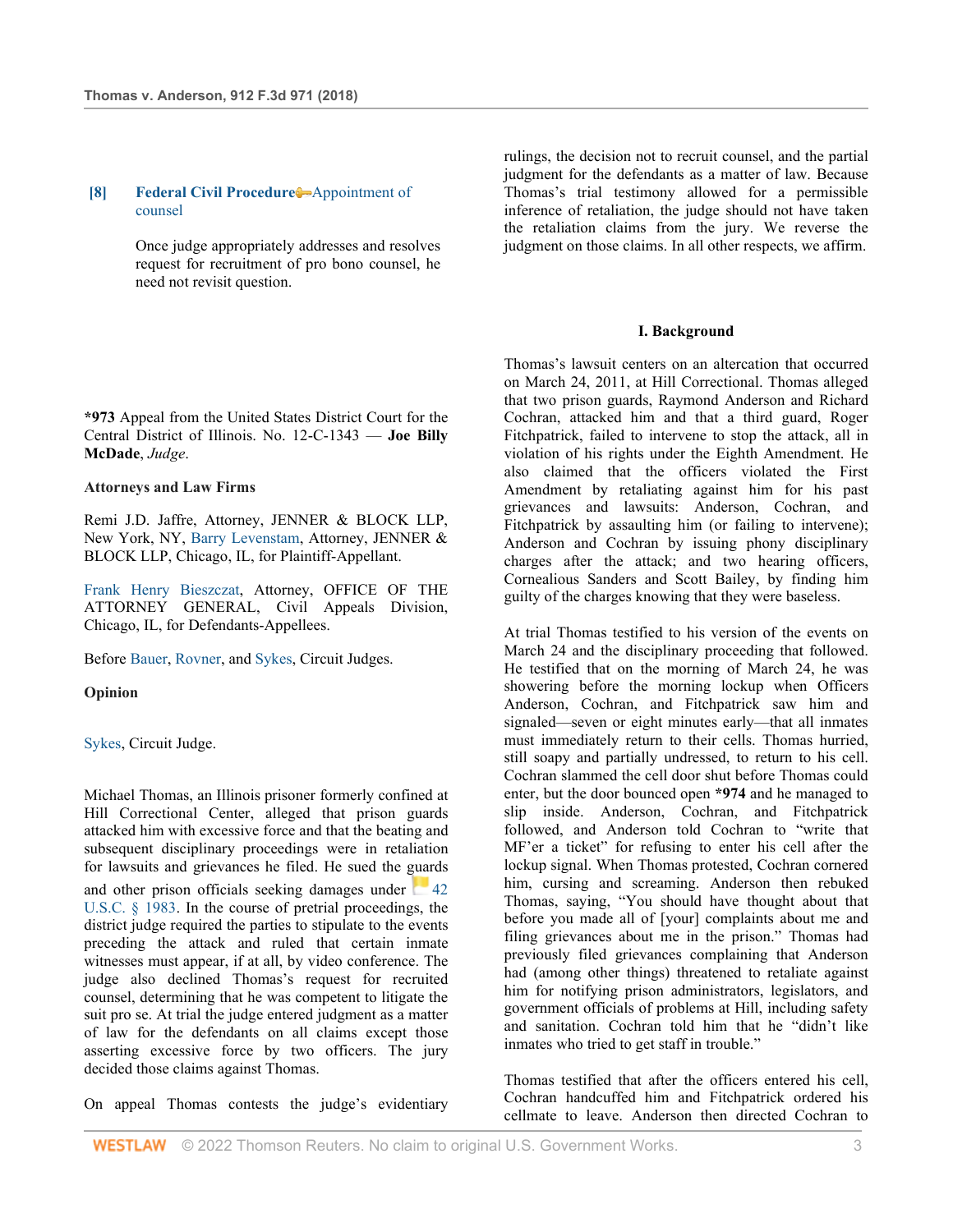**[8] Federal Civil Procedure — Appointment of counsel**

Once judge appropriately addresses and resolves request for recruitment of pro bono counsel, he need not revisit question.

***973** Appeal from the United States District Court for the Central District of Illinois. No. 12-C-1343 — **Joe Billy McDade**, *Judge*.

**Attorneys and Law Firms**

Remi J.D. Jaffre, Attorney, JENNER & BLOCK LLP, New York, NY, Barry Levenstam, Attorney, JENNER & BLOCK LLP, Chicago, IL, for Plaintiff-Appellant.

Frank Henry Bieszczat, Attorney, OFFICE OF THE ATTORNEY GENERAL, Civil Appeals Division, Chicago, IL, for Defendants-Appellees.

Before Bauer, Rovner, and Sykes, Circuit Judges.

**Opinion**

Sykes, Circuit Judge.

Michael Thomas, an Illinois prisoner formerly confined at Hill Correctional Center, alleged that prison guards attacked him with excessive force and that the beating and subsequent disciplinary proceedings were in retaliation for lawsuits and grievances he filed. He sued the guards and other prison officials seeking damages under 42 U.S.C. § 1983. In the course of pretrial proceedings, the district judge required the parties to stipulate to the events preceding the attack and ruled that certain inmate witnesses must appear, if at all, by video conference. The judge also declined Thomas's request for recruited counsel, determining that he was competent to litigate the suit pro se. At trial the judge entered judgment as a matter of law for the defendants on all claims except those asserting excessive force by two officers. The jury decided those claims against Thomas.

On appeal Thomas contests the judge's evidentiary rulings, the decision not to recruit counsel, and the partial judgment for the defendants as a matter of law. Because Thomas's trial testimony allowed for a permissible inference of retaliation, the judge should not have taken the retaliation claims from the jury. We reverse the judgment on those claims. In all other respects, we affirm.

## I. Background

Thomas's lawsuit centers on an altercation that occurred on March 24, 2011, at Hill Correctional. Thomas alleged that two prison guards, Raymond Anderson and Richard Cochran, attacked him and that a third guard, Roger Fitchpatrick, failed to intervene to stop the attack, all in violation of his rights under the Eighth Amendment. He also claimed that the officers violated the First Amendment by retaliating against him for his past grievances and lawsuits: Anderson, Cochran, and Fitchpatrick by assaulting him (or failing to intervene); Anderson and Cochran by issuing phony disciplinary charges after the attack; and two hearing officers, Cornealious Sanders and Scott Bailey, by finding him guilty of the charges knowing that they were baseless.

At trial Thomas testified to his version of the events on March 24 and the disciplinary proceeding that followed. He testified that on the morning of March 24, he was showering before the morning lockup when Officers Anderson, Cochran, and Fitchpatrick saw him and signaled—seven or eight minutes early—that all inmates must immediately return to their cells. Thomas hurried, still soapy and partially undressed, to return to his cell. Cochran slammed the cell door shut before Thomas could enter, but the door bounced open ***974** and he managed to slip inside. Anderson, Cochran, and Fitchpatrick followed, and Anderson told Cochran to "write that MF'er a ticket" for refusing to enter his cell after the lockup signal. When Thomas protested, Cochran cornered him, cursing and screaming. Anderson then rebuked Thomas, saying, "You should have thought about that before you made all of [your] complaints about me and filing grievances about me in the prison." Thomas had previously filed grievances complaining that Anderson had (among other things) threatened to retaliate against him for notifying prison administrators, legislators, and government officials of problems at Hill, including safety and sanitation. Cochran told him that he "didn't like inmates who tried to get staff in trouble."

Thomas testified that after the officers entered his cell, Cochran handcuffed him and Fitchpatrick ordered his cellmate to leave. Anderson then directed Cochran to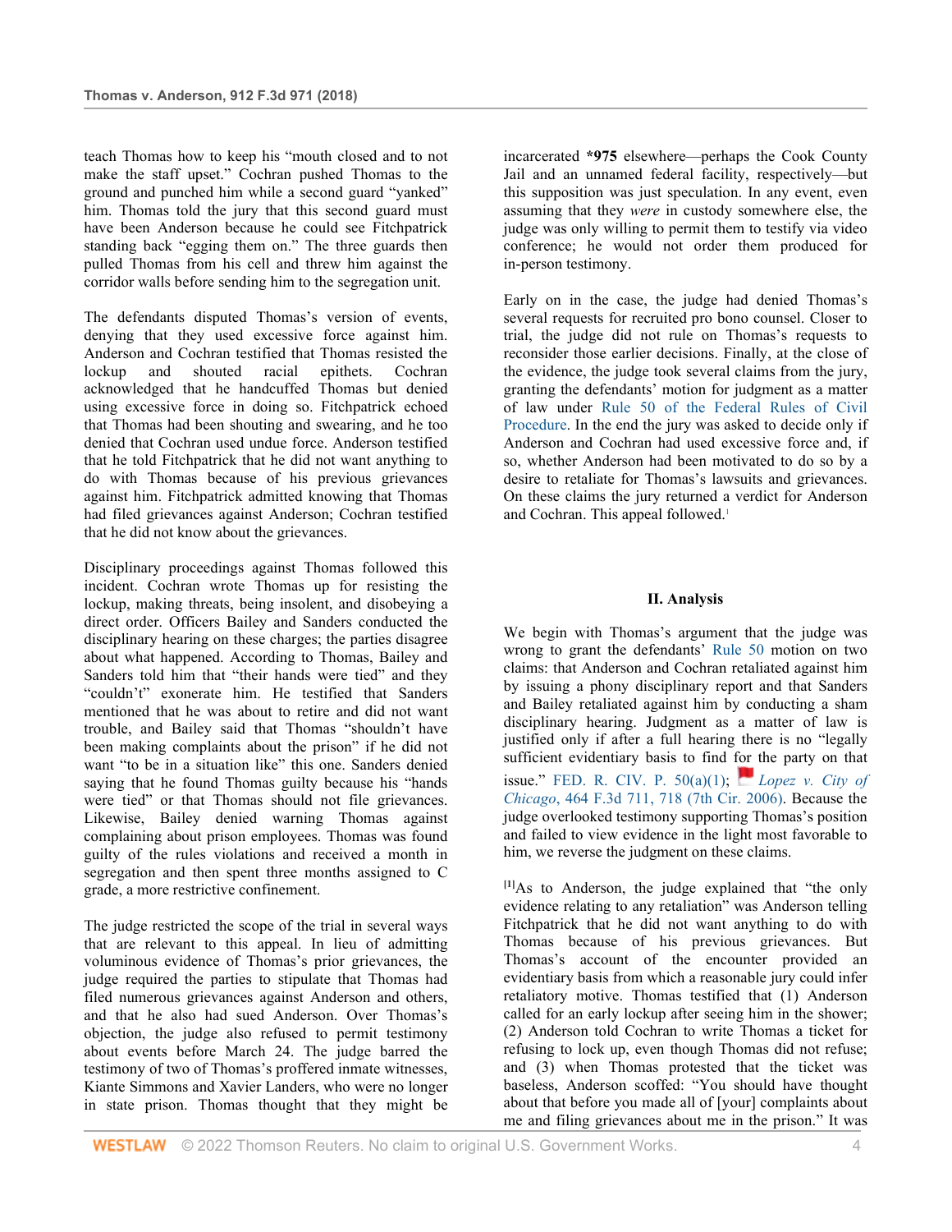teach Thomas how to keep his "mouth closed and to not make the staff upset." Cochran pushed Thomas to the ground and punched him while a second guard "yanked" him. Thomas told the jury that this second guard must have been Anderson because he could see Fitchpatrick standing back "egging them on." The three guards then pulled Thomas from his cell and threw him against the corridor walls before sending him to the segregation unit.

The defendants disputed Thomas's version of events, denying that they used excessive force against him. Anderson and Cochran testified that Thomas resisted the lockup and shouted racial epithets. Cochran acknowledged that he handcuffed Thomas but denied using excessive force in doing so. Fitchpatrick echoed that Thomas had been shouting and swearing, and he too denied that Cochran used undue force. Anderson testified that he told Fitchpatrick that he did not want anything to do with Thomas because of his previous grievances against him. Fitchpatrick admitted knowing that Thomas had filed grievances against Anderson; Cochran testified that he did not know about the grievances.

Disciplinary proceedings against Thomas followed this incident. Cochran wrote Thomas up for resisting the lockup, making threats, being insolent, and disobeying a direct order. Officers Bailey and Sanders conducted the disciplinary hearing on these charges; the parties disagree about what happened. According to Thomas, Bailey and Sanders told him that "their hands were tied" and they "couldn't" exonerate him. He testified that Sanders mentioned that he was about to retire and did not want trouble, and Bailey said that Thomas "shouldn't have been making complaints about the prison" if he did not want "to be in a situation like" this one. Sanders denied saying that he found Thomas guilty because his "hands were tied" or that Thomas should not file grievances. Likewise, Bailey denied warning Thomas against complaining about prison employees. Thomas was found guilty of the rules violations and received a month in segregation and then spent three months assigned to C grade, a more restrictive confinement.

The judge restricted the scope of the trial in several ways that are relevant to this appeal. In lieu of admitting voluminous evidence of Thomas's prior grievances, the judge required the parties to stipulate that Thomas had filed numerous grievances against Anderson and others, and that he also had sued Anderson. Over Thomas's objection, the judge also refused to permit testimony about events before March 24. The judge barred the testimony of two of Thomas's proffered inmate witnesses, Kiante Simmons and Xavier Landers, who were no longer in state prison. Thomas thought that they might be incarcerated **\*975** elsewhere—perhaps the Cook County Jail and an unnamed federal facility, respectively—but this supposition was just speculation. In any event, even assuming that they *were* in custody somewhere else, the judge was only willing to permit them to testify via video conference; he would not order them produced for in-person testimony.

Early on in the case, the judge had denied Thomas's several requests for recruited pro bono counsel. Closer to trial, the judge did not rule on Thomas's requests to reconsider those earlier decisions. Finally, at the close of the evidence, the judge took several claims from the jury, granting the defendants' motion for judgment as a matter of law under Rule 50 of the Federal Rules of Civil Procedure. In the end the jury was asked to decide only if Anderson and Cochran had used excessive force and, if so, whether Anderson had been motivated to do so by a desire to retaliate for Thomas's lawsuits and grievances. On these claims the jury returned a verdict for Anderson and Cochran. This appeal followed.[1]

## II. Analysis

We begin with Thomas's argument that the judge was wrong to grant the defendants' Rule 50 motion on two claims: that Anderson and Cochran retaliated against him by issuing a phony disciplinary report and that Sanders and Bailey retaliated against him by conducting a sham disciplinary hearing. Judgment as a matter of law is justified only if after a full hearing there is no "legally sufficient evidentiary basis to find for the party on that issue." FED. R. CIV. P. 50(a)(1); *Lopez v. City of Chicago*, 464 F.3d 711, 718 (7th Cir. 2006). Because the judge overlooked testimony supporting Thomas's position and failed to view evidence in the light most favorable to him, we reverse the judgment on these claims.

[1]As to Anderson, the judge explained that "the only evidence relating to any retaliation" was Anderson telling Fitchpatrick that he did not want anything to do with Thomas because of his previous grievances. But Thomas's account of the encounter provided an evidentiary basis from which a reasonable jury could infer retaliatory motive. Thomas testified that (1) Anderson called for an early lockup after seeing him in the shower; (2) Anderson told Cochran to write Thomas a ticket for refusing to lock up, even though Thomas did not refuse; and (3) when Thomas protested that the ticket was baseless, Anderson scoffed: "You should have thought about that before you made all of [your] complaints about me and filing grievances about me in the prison." It was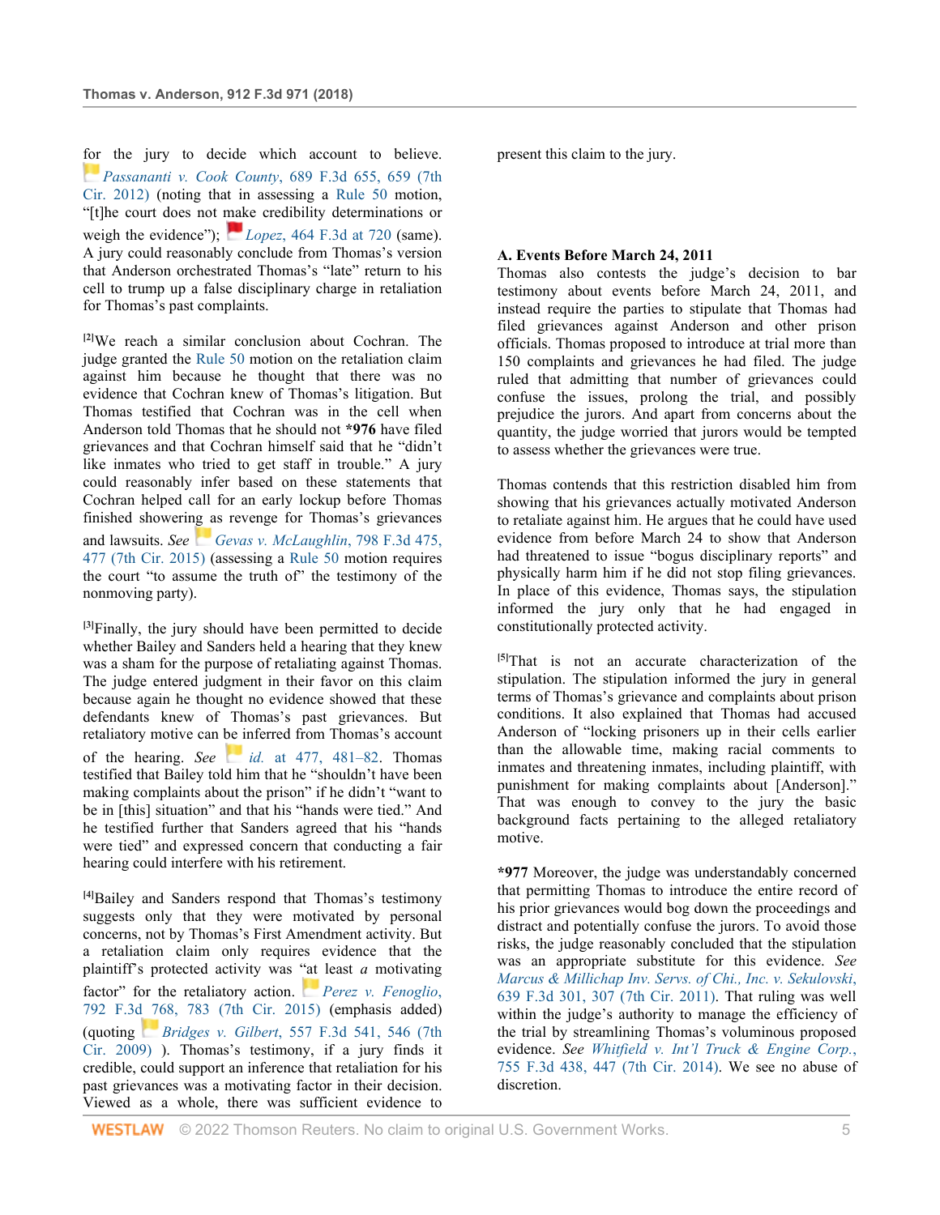for the jury to decide which account to believe. *Passananti v. Cook County*, 689 F.3d 655, 659 (7th Cir. 2012) (noting that in assessing a Rule 50 motion, "[t]he court does not make credibility determinations or weigh the evidence"); *Lopez*, 464 F.3d at 720 (same). A jury could reasonably conclude from Thomas's version that Anderson orchestrated Thomas's "late" return to his cell to trump up a false disciplinary charge in retaliation for Thomas's past complaints.

[2]We reach a similar conclusion about Cochran. The judge granted the Rule 50 motion on the retaliation claim against him because he thought that there was no evidence that Cochran knew of Thomas's litigation. But Thomas testified that Cochran was in the cell when Anderson told Thomas that he should not **\*976** have filed grievances and that Cochran himself said that he "didn't like inmates who tried to get staff in trouble." A jury could reasonably infer based on these statements that Cochran helped call for an early lockup before Thomas finished showering as revenge for Thomas's grievances and lawsuits. *See* *Gevas v. McLaughlin*, 798 F.3d 475, 477 (7th Cir. 2015) (assessing a Rule 50 motion requires the court "to assume the truth of" the testimony of the nonmoving party).

[3]Finally, the jury should have been permitted to decide whether Bailey and Sanders held a hearing that they knew was a sham for the purpose of retaliating against Thomas. The judge entered judgment in their favor on this claim because again he thought no evidence showed that these defendants knew of Thomas's past grievances. But retaliatory motive can be inferred from Thomas's account of the hearing. *See* *id.* at 477, 481–82. Thomas testified that Bailey told him that he "shouldn't have been making complaints about the prison" if he didn't "want to be in [this] situation" and that his "hands were tied." And he testified further that Sanders agreed that his "hands were tied" and expressed concern that conducting a fair hearing could interfere with his retirement.

[4]Bailey and Sanders respond that Thomas's testimony suggests only that they were motivated by personal concerns, not by Thomas's First Amendment activity. But a retaliation claim only requires evidence that the plaintiff's protected activity was "at least *a* motivating factor" for the retaliatory action. *Perez v. Fenoglio*, 792 F.3d 768, 783 (7th Cir. 2015) (emphasis added) (quoting *Bridges v. Gilbert*, 557 F.3d 541, 546 (7th Cir. 2009) ). Thomas's testimony, if a jury finds it credible, could support an inference that retaliation for his past grievances was a motivating factor in their decision. Viewed as a whole, there was sufficient evidence to present this claim to the jury.

### A. Events Before March 24, 2011

Thomas also contests the judge's decision to bar testimony about events before March 24, 2011, and instead require the parties to stipulate that Thomas had filed grievances against Anderson and other prison officials. Thomas proposed to introduce at trial more than 150 complaints and grievances he had filed. The judge ruled that admitting that number of grievances could confuse the issues, prolong the trial, and possibly prejudice the jurors. And apart from concerns about the quantity, the judge worried that jurors would be tempted to assess whether the grievances were true.

Thomas contends that this restriction disabled him from showing that his grievances actually motivated Anderson to retaliate against him. He argues that he could have used evidence from before March 24 to show that Anderson had threatened to issue "bogus disciplinary reports" and physically harm him if he did not stop filing grievances. In place of this evidence, Thomas says, the stipulation informed the jury only that he had engaged in constitutionally protected activity.

[5]That is not an accurate characterization of the stipulation. The stipulation informed the jury in general terms of Thomas's grievance and complaints about prison conditions. It also explained that Thomas had accused Anderson of "locking prisoners up in their cells earlier than the allowable time, making racial comments to inmates and threatening inmates, including plaintiff, with punishment for making complaints about [Anderson]." That was enough to convey to the jury the basic background facts pertaining to the alleged retaliatory motive.

**\*977** Moreover, the judge was understandably concerned that permitting Thomas to introduce the entire record of his prior grievances would bog down the proceedings and distract and potentially confuse the jurors. To avoid those risks, the judge reasonably concluded that the stipulation was an appropriate substitute for this evidence. *See* *Marcus & Millichap Inv. Servs. of Chi., Inc. v. Sekulovski*, 639 F.3d 301, 307 (7th Cir. 2011). That ruling was well within the judge's authority to manage the efficiency of the trial by streamlining Thomas's voluminous proposed evidence. *See* *Whitfield v. Int'l Truck & Engine Corp.*, 755 F.3d 438, 447 (7th Cir. 2014). We see no abuse of discretion.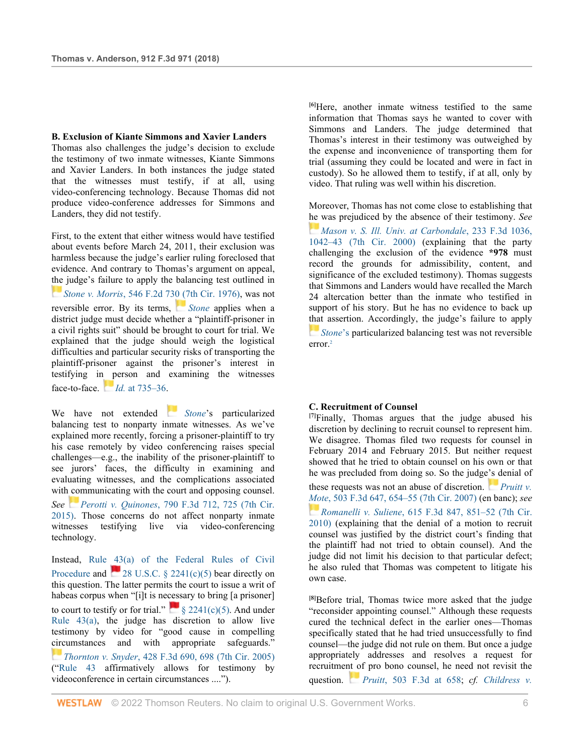### B. Exclusion of Kiante Simmons and Xavier Landers

Thomas also challenges the judge's decision to exclude the testimony of two inmate witnesses, Kiante Simmons and Xavier Landers. In both instances the judge stated that the witnesses must testify, if at all, using video-conferencing technology. Because Thomas did not produce video-conference addresses for Simmons and Landers, they did not testify.

First, to the extent that either witness would have testified about events before March 24, 2011, their exclusion was harmless because the judge's earlier ruling foreclosed that evidence. And contrary to Thomas's argument on appeal, the judge's failure to apply the balancing test outlined in *Stone v. Morris*, 546 F.2d 730 (7th Cir. 1976), was not reversible error. By its terms, *Stone* applies when a district judge must decide whether a "plaintiff-prisoner in a civil rights suit" should be brought to court for trial. We explained that the judge should weigh the logistical difficulties and particular security risks of transporting the plaintiff-prisoner against the prisoner's interest in testifying in person and examining the witnesses face-to-face. *Id.* at 735–36.

We have not extended *Stone*'s particularized balancing test to nonparty inmate witnesses. As we've explained more recently, forcing a prisoner-plaintiff to try his case remotely by video conferencing raises special challenges—e.g., the inability of the prisoner-plaintiff to see jurors' faces, the difficulty in examining and evaluating witnesses, and the complications associated with communicating with the court and opposing counsel. *See* *Perotti v. Quinones*, 790 F.3d 712, 725 (7th Cir. 2015). Those concerns do not affect nonparty inmate witnesses testifying live via video-conferencing technology.

Instead, Rule 43(a) of the Federal Rules of Civil Procedure and 28 U.S.C. § 2241(c)(5) bear directly on this question. The latter permits the court to issue a writ of habeas corpus when "[i]t is necessary to bring [a prisoner] to court to testify or for trial." § 2241(c)(5). And under Rule 43(a), the judge has discretion to allow live testimony by video for "good cause in compelling circumstances and with appropriate safeguards." *Thornton v. Snyder*, 428 F.3d 690, 698 (7th Cir. 2005) ("Rule 43 affirmatively allows for testimony by videoconference in certain circumstances ....").

[6]Here, another inmate witness testified to the same information that Thomas says he wanted to cover with Simmons and Landers. The judge determined that Thomas's interest in their testimony was outweighed by the expense and inconvenience of transporting them for trial (assuming they could be located and were in fact in custody). So he allowed them to testify, if at all, only by video. That ruling was well within his discretion.

Moreover, Thomas has not come close to establishing that he was prejudiced by the absence of their testimony. *See* *Mason v. S. Ill. Univ. at Carbondale*, 233 F.3d 1036, 1042–43 (7th Cir. 2000) (explaining that the party challenging the exclusion of the evidence **\*978** must record the grounds for admissibility, content, and significance of the excluded testimony). Thomas suggests that Simmons and Landers would have recalled the March 24 altercation better than the inmate who testified in support of his story. But he has no evidence to back up that assertion. Accordingly, the judge's failure to apply *Stone*'s particularized balancing test was not reversible error.[2]

### C. Recruitment of Counsel

[7]Finally, Thomas argues that the judge abused his discretion by declining to recruit counsel to represent him. We disagree. Thomas filed two requests for counsel in February 2014 and February 2015. But neither request showed that he tried to obtain counsel on his own or that he was precluded from doing so. So the judge's denial of these requests was not an abuse of discretion. *Pruitt v. Mote*, 503 F.3d 647, 654–55 (7th Cir. 2007) (en banc); *see* *Romanelli v. Suliene*, 615 F.3d 847, 851–52 (7th Cir. 2010) (explaining that the denial of a motion to recruit counsel was justified by the district court's finding that the plaintiff had not tried to obtain counsel). And the judge did not limit his decision to that particular defect; he also ruled that Thomas was competent to litigate his own case.

[8]Before trial, Thomas twice more asked that the judge "reconsider appointing counsel." Although these requests cured the technical defect in the earlier ones—Thomas specifically stated that he had tried unsuccessfully to find counsel—the judge did not rule on them. But once a judge appropriately addresses and resolves a request for recruitment of pro bono counsel, he need not revisit the question. *Pruitt*, 503 F.3d at 658; *cf.* *Childress v.*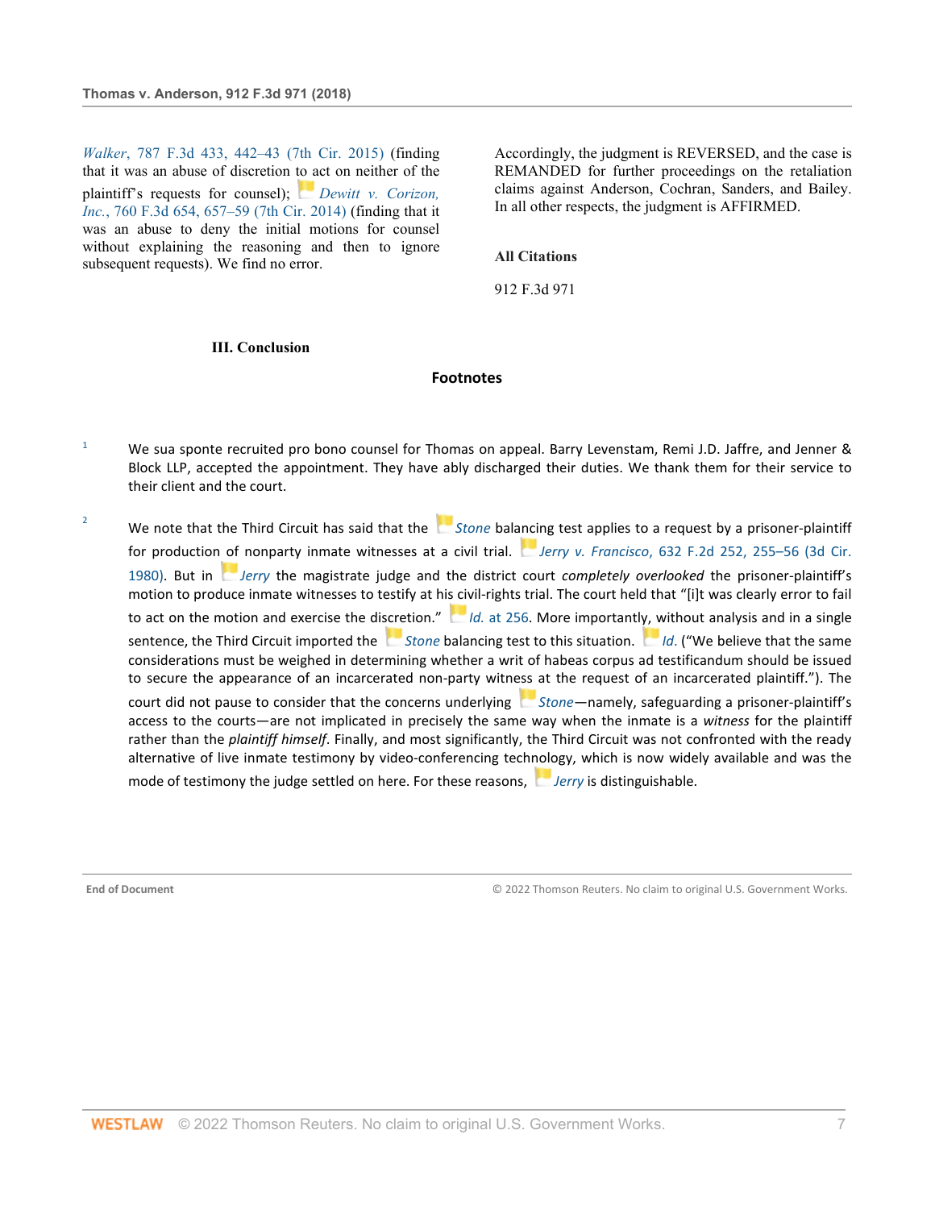*Walker*, 787 F.3d 433, 442–43 (7th Cir. 2015) (finding that it was an abuse of discretion to act on neither of the plaintiff's requests for counsel); *Dewitt v. Corizon, Inc.*, 760 F.3d 654, 657–59 (7th Cir. 2014) (finding that it was an abuse to deny the initial motions for counsel without explaining the reasoning and then to ignore subsequent requests). We find no error.

### III. Conclusion

Accordingly, the judgment is REVERSED, and the case is REMANDED for further proceedings on the retaliation claims against Anderson, Cochran, Sanders, and Bailey. In all other respects, the judgment is AFFIRMED.

**All Citations**

912 F.3d 971

## Footnotes

1. We sua sponte recruited pro bono counsel for Thomas on appeal. Barry Levenstam, Remi J.D. Jaffre, and Jenner & Block LLP, accepted the appointment. They have ably discharged their duties. We thank them for their service to their client and the court.

2. We note that the Third Circuit has said that the *Stone* balancing test applies to a request by a prisoner-plaintiff for production of nonparty inmate witnesses at a civil trial. *Jerry v. Francisco*, 632 F.2d 252, 255–56 (3d Cir. 1980). But in *Jerry* the magistrate judge and the district court *completely overlooked* the prisoner-plaintiff's motion to produce inmate witnesses to testify at his civil-rights trial. The court held that "[i]t was clearly error to fail to act on the motion and exercise the discretion." *Id.* at 256. More importantly, without analysis and in a single sentence, the Third Circuit imported the *Stone* balancing test to this situation. *Id.* ("We believe that the same considerations must be weighed in determining whether a writ of habeas corpus ad testificandum should be issued to secure the appearance of an incarcerated non-party witness at the request of an incarcerated plaintiff."). The court did not pause to consider that the concerns underlying *Stone*—namely, safeguarding a prisoner-plaintiff's access to the courts—are not implicated in precisely the same way when the inmate is a *witness* for the plaintiff rather than the *plaintiff himself*. Finally, and most significantly, the Third Circuit was not confronted with the ready alternative of live inmate testimony by video-conferencing technology, which is now widely available and was the mode of testimony the judge settled on here. For these reasons, *Jerry* is distinguishable.